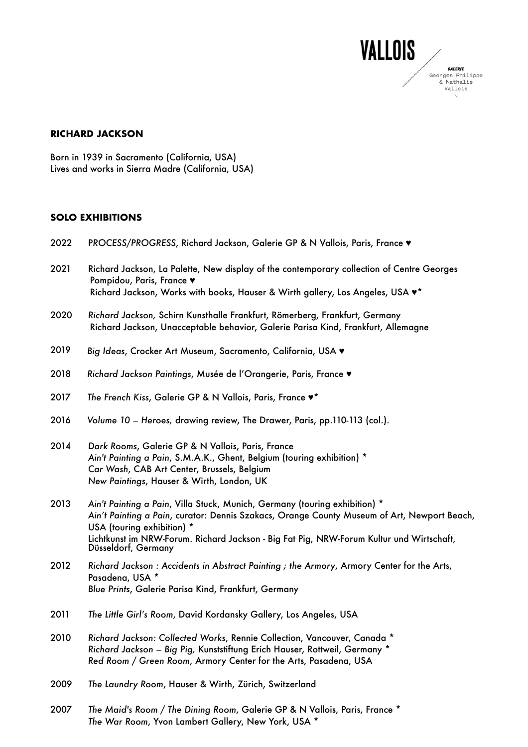VALLOIS

GALERIE
Georges-Philippe
& Nathalie
Vallois

**RICHARD JACKSON**

Born in 1939 in Sacramento (California, USA)
Lives and works in Sierra Madre (California, USA)

**SOLO EXHIBITIONS**

2022 PROCESS/PROGRESS, Richard Jackson, Galerie GP & N Vallois, Paris, France ♥

2021 Richard Jackson, La Palette, New display of the contemporary collection of Centre Georges Pompidou, Paris, France ♥
Richard Jackson, Works with books, Hauser & Wirth gallery, Los Angeles, USA ♥*

2020 *Richard Jackson,* Schirn Kunsthalle Frankfurt, Römerberg, Frankfurt, Germany
Richard Jackson, Unacceptable behavior, Galerie Parisa Kind, Frankfurt, Allemagne

2019 *Big Ideas*, Crocker Art Museum, Sacramento, California, USA ♥

2018 *Richard Jackson Paintings*, Musée de l'Orangerie, Paris, France ♥

2017 *The French Kiss*, Galerie GP & N Vallois, Paris, France ♥*

2016 *Volume 10 – Heroes,* drawing review, The Drawer, Paris, pp.110-113 (col.).

2014 *Dark Rooms*, Galerie GP & N Vallois, Paris, France
*Ain't Painting a Pain*, S.M.A.K., Ghent, Belgium (touring exhibition) *
*Car Wash*, CAB Art Center, Brussels, Belgium
*New Paintings*, Hauser & Wirth, London, UK

2013 *Ain't Painting a Pain*, Villa Stuck, Munich, Germany (touring exhibition) *
*Ain't Painting a Pain*, curator: Dennis Szakacs, Orange County Museum of Art, Newport Beach, USA (touring exhibition) *
Lichtkunst im NRW-Forum. Richard Jackson - Big Fat Pig, NRW-Forum Kultur und Wirtschaft, Düsseldorf, Germany

2012 *Richard Jackson : Accidents in Abstract Painting ; the Armory*, Armory Center for the Arts, Pasadena, USA *
*Blue Prints*, Galerie Parisa Kind, Frankfurt, Germany

2011 *The Little Girl's Room*, David Kordansky Gallery, Los Angeles, USA

2010 *Richard Jackson: Collected Works*, Rennie Collection, Vancouver, Canada *
*Richard Jackson – Big Pig,* Kunststiftung Erich Hauser, Rottweil, Germany *
*Red Room / Green Room*, Armory Center for the Arts, Pasadena, USA

2009 *The Laundry Room*, Hauser & Wirth, Zürich, Switzerland

2007 *The Maid's Room / The Dining Room*, Galerie GP & N Vallois, Paris, France *
*The War Room*, Yvon Lambert Gallery, New York, USA *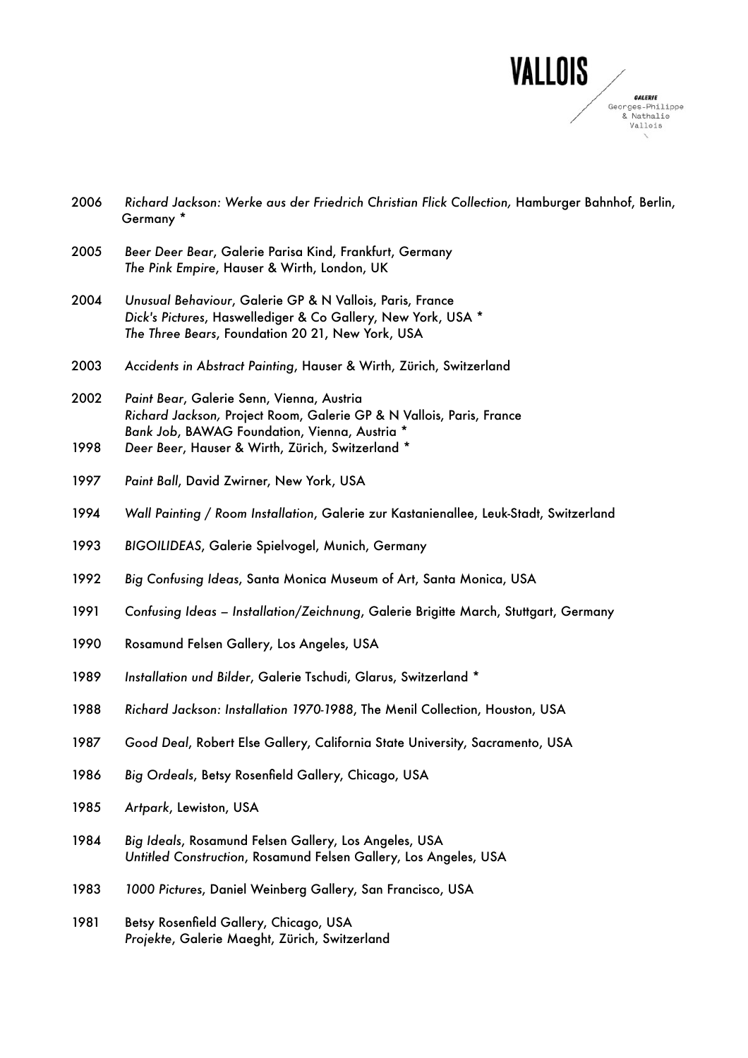2006 *Richard Jackson: Werke aus der Friedrich Christian Flick Collection,* Hamburger Bahnhof, Berlin, Germany *

2005 *Beer Deer Bear*, Galerie Parisa Kind, Frankfurt, Germany
*The Pink Empire*, Hauser & Wirth, London, UK

2004 *Unusual Behaviour*, Galerie GP & N Vallois, Paris, France
*Dick's Pictures*, Haswellediger & Co Gallery, New York, USA *
*The Three Bears*, Foundation 20 21, New York, USA

2003 *Accidents in Abstract Painting*, Hauser & Wirth, Zürich, Switzerland

2002 *Paint Bear*, Galerie Senn, Vienna, Austria
*Richard Jackson,* Project Room, Galerie GP & N Vallois, Paris, France
*Bank Job*, BAWAG Foundation, Vienna, Austria *

1998 *Deer Beer*, Hauser & Wirth, Zürich, Switzerland *

1997 *Paint Ball*, David Zwirner, New York, USA

1994 *Wall Painting / Room Installation*, Galerie zur Kastanienallee, Leuk-Stadt, Switzerland

1993 *BIGOILIDEAS*, Galerie Spielvogel, Munich, Germany

1992 *Big Confusing Ideas*, Santa Monica Museum of Art, Santa Monica, USA

1991 *Confusing Ideas – Installation/Zeichnung*, Galerie Brigitte March, Stuttgart, Germany

1990 Rosamund Felsen Gallery, Los Angeles, USA

1989 *Installation und Bilder*, Galerie Tschudi, Glarus, Switzerland *

1988 *Richard Jackson: Installation 1970-1988*, The Menil Collection, Houston, USA

1987 *Good Deal*, Robert Else Gallery, California State University, Sacramento, USA

1986 *Big Ordeals*, Betsy Rosenfield Gallery, Chicago, USA

1985 *Artpark*, Lewiston, USA

1984 *Big Ideals*, Rosamund Felsen Gallery, Los Angeles, USA
*Untitled Construction*, Rosamund Felsen Gallery, Los Angeles, USA

1983 *1000 Pictures*, Daniel Weinberg Gallery, San Francisco, USA

1981 Betsy Rosenfield Gallery, Chicago, USA
*Projekte*, Galerie Maeght, Zürich, Switzerland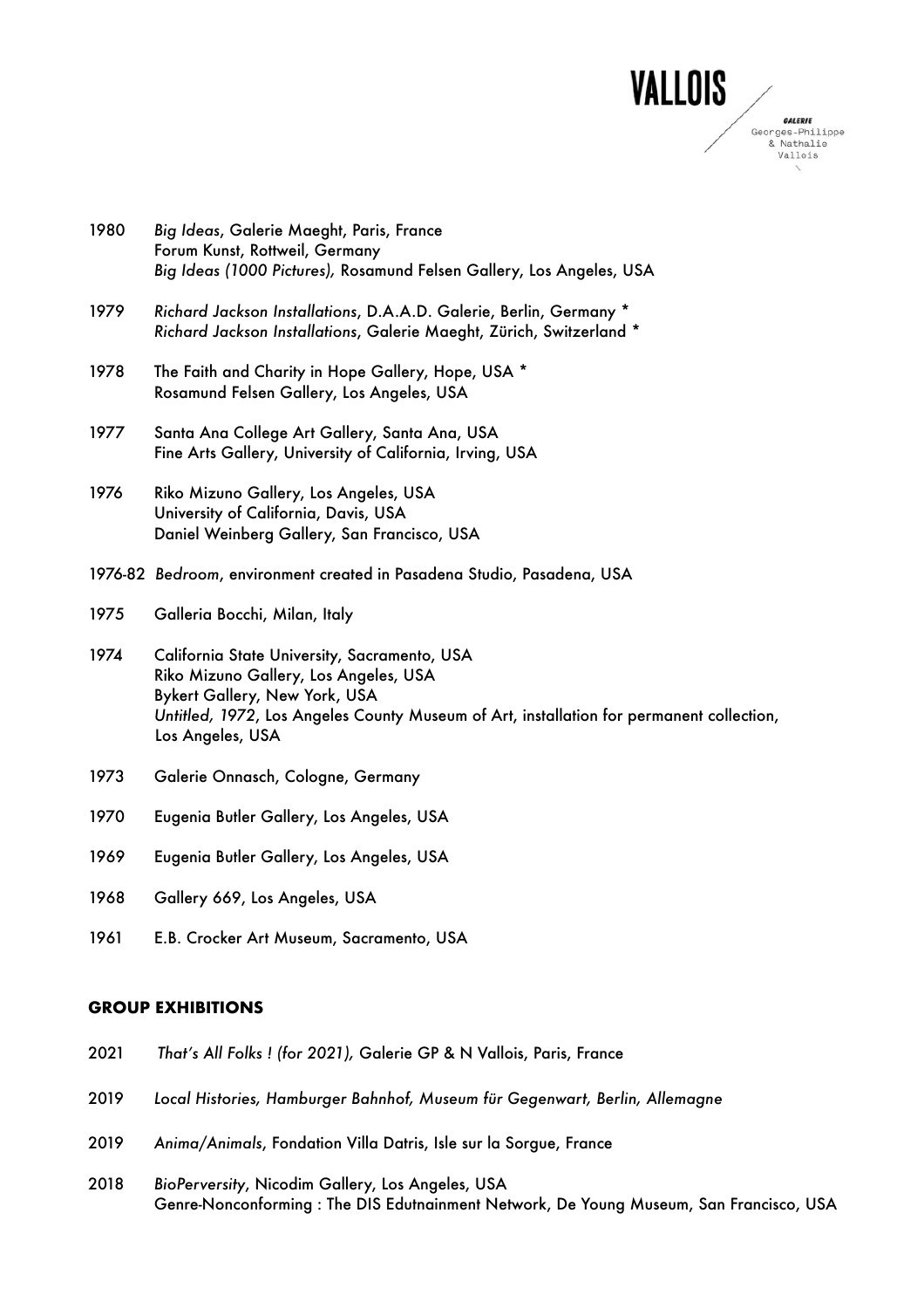1980 *Big Ideas*, Galerie Maeght, Paris, France
Forum Kunst, Rottweil, Germany
*Big Ideas (1000 Pictures),* Rosamund Felsen Gallery, Los Angeles, USA

1979 *Richard Jackson Installations*, D.A.A.D. Galerie, Berlin, Germany *
*Richard Jackson Installations*, Galerie Maeght, Zürich, Switzerland *

1978 The Faith and Charity in Hope Gallery, Hope, USA *
Rosamund Felsen Gallery, Los Angeles, USA

1977 Santa Ana College Art Gallery, Santa Ana, USA
Fine Arts Gallery, University of California, Irving, USA

1976 Riko Mizuno Gallery, Los Angeles, USA
University of California, Davis, USA
Daniel Weinberg Gallery, San Francisco, USA

1976-82 *Bedroom*, environment created in Pasadena Studio, Pasadena, USA

1975 Galleria Bocchi, Milan, Italy

1974 California State University, Sacramento, USA
Riko Mizuno Gallery, Los Angeles, USA
Bykert Gallery, New York, USA
*Untitled, 1972*, Los Angeles County Museum of Art, installation for permanent collection, Los Angeles, USA

1973 Galerie Onnasch, Cologne, Germany

1970 Eugenia Butler Gallery, Los Angeles, USA

1969 Eugenia Butler Gallery, Los Angeles, USA

1968 Gallery 669, Los Angeles, USA

1961 E.B. Crocker Art Museum, Sacramento, USA

## GROUP EXHIBITIONS

2021 *That's All Folks ! (for 2021),* Galerie GP & N Vallois, Paris, France

2019 *Local Histories, Hamburger Bahnhof, Museum für Gegenwart, Berlin, Allemagne*

2019 *Anima/Animals*, Fondation Villa Datris, Isle sur la Sorgue, France

2018 *BioPerversity*, Nicodim Gallery, Los Angeles, USA
Genre-Nonconforming : The DIS Edutnainment Network, De Young Museum, San Francisco, USA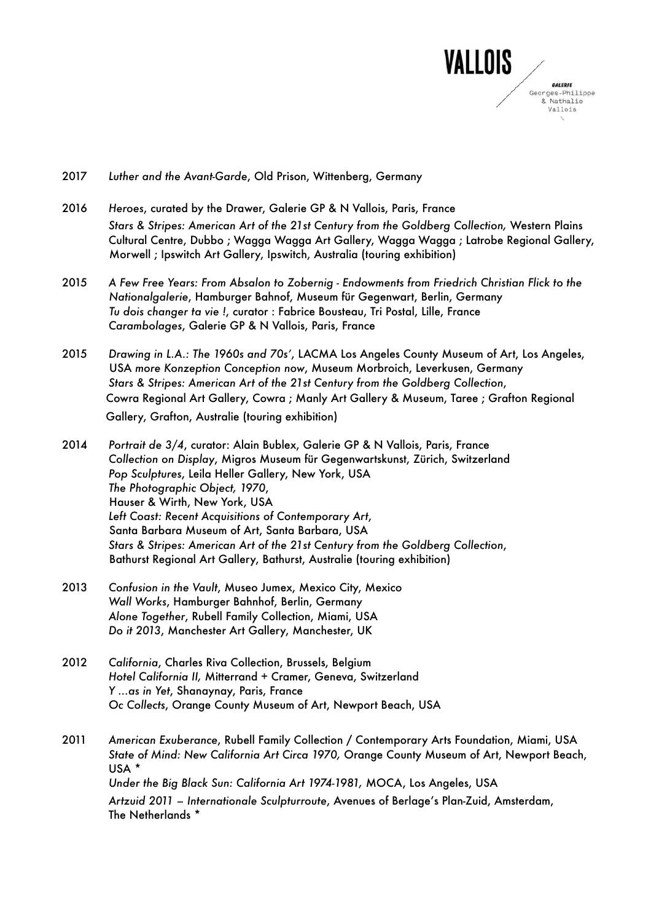2017 *Luther and the Avant-Garde*, Old Prison, Wittenberg, Germany

2016 *Heroes*, curated by the Drawer, Galerie GP & N Vallois, Paris, France
*Stars & Stripes: American Art of the 21st Century from the Goldberg Collection,* Western Plains Cultural Centre, Dubbo ; Wagga Wagga Art Gallery, Wagga Wagga ; Latrobe Regional Gallery, Morwell ; Ipswitch Art Gallery, Ipswitch, Australia (touring exhibition)

2015 *A Few Free Years: From Absalon to Zobernig - Endowments from Friedrich Christian Flick to the Nationalgalerie*, Hamburger Bahnhof, Museum für Gegenwart, Berlin, Germany
*Tu dois changer ta vie !*, curator : Fabrice Bousteau, Tri Postal, Lille, France
*Carambolages*, Galerie GP & N Vallois, Paris, France

2015 *Drawing in L.A.: The 1960s and 70s'*, LACMA Los Angeles County Museum of Art, Los Angeles, USA *more Konzeption Conception now*, Museum Morbroich, Leverkusen, Germany
*Stars & Stripes: American Art of the 21st Century from the Goldberg Collection*, Cowra Regional Art Gallery, Cowra ; Manly Art Gallery & Museum, Taree ; Grafton Regional Gallery, Grafton, Australie (touring exhibition)

2014 *Portrait de 3/4*, curator: Alain Bublex, Galerie GP & N Vallois, Paris, France
*Collection on Display*, Migros Museum für Gegenwartskunst, Zürich, Switzerland
*Pop Sculptures*, Leila Heller Gallery, New York, USA
*The Photographic Object, 1970*,
Hauser & Wirth, New York, USA
*Left Coast: Recent Acquisitions of Contemporary Art*,
Santa Barbara Museum of Art, Santa Barbara, USA
*Stars & Stripes: American Art of the 21st Century from the Goldberg Collection*,
Bathurst Regional Art Gallery, Bathurst, Australie (touring exhibition)

2013 *Confusion in the Vault*, Museo Jumex, Mexico City, Mexico
*Wall Works*, Hamburger Bahnhof, Berlin, Germany
*Alone Together*, Rubell Family Collection, Miami, USA
*Do it 2013*, Manchester Art Gallery, Manchester, UK

2012 *California*, Charles Riva Collection, Brussels, Belgium
*Hotel California II,* Mitterrand + Cramer, Geneva, Switzerland
*Y ...as in Yet*, Shanaynay, Paris, France
*Oc Collects*, Orange County Museum of Art, Newport Beach, USA

2011 *American Exuberance*, Rubell Family Collection / Contemporary Arts Foundation, Miami, USA
*State of Mind: New California Art Circa 1970,* Orange County Museum of Art, Newport Beach, USA *
*Under the Big Black Sun: California Art 1974-1981,* MOCA, Los Angeles, USA
*Artzuid 2011 – Internationale Sculpturroute*, Avenues of Berlage's Plan-Zuid, Amsterdam, The Netherlands *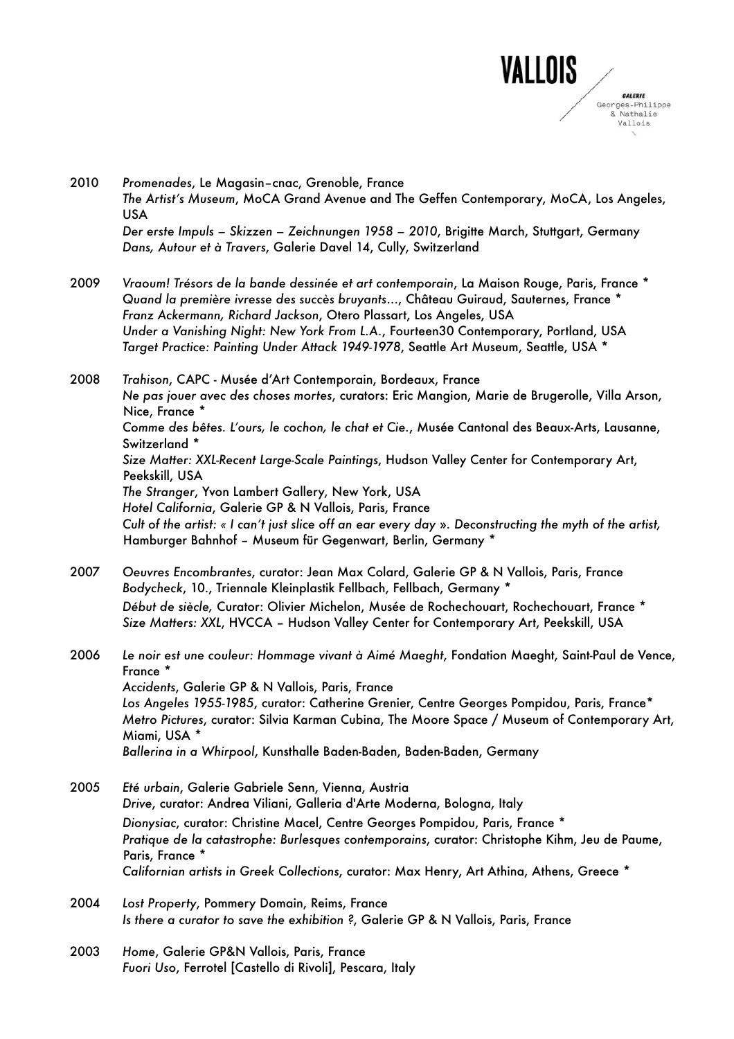2010 *Promenades*, Le Magasin–cnac, Grenoble, France
*The Artist's Museum*, MoCA Grand Avenue and The Geffen Contemporary, MoCA, Los Angeles, USA
*Der erste Impuls – Skizzen – Zeichnungen 1958 – 2010*, Brigitte March, Stuttgart, Germany
*Dans, Autour et à Travers*, Galerie Davel 14, Cully, Switzerland

2009 *Vraoum! Trésors de la bande dessinée et art contemporain*, La Maison Rouge, Paris, France *
*Quand la première ivresse des succès bruyants…*, Château Guiraud, Sauternes, France *
*Franz Ackermann, Richard Jackson*, Otero Plassart, Los Angeles, USA
*Under a Vanishing Night: New York From L.A.*, Fourteen30 Contemporary, Portland, USA
*Target Practice: Painting Under Attack 1949-1978*, Seattle Art Museum, Seattle, USA *

2008 *Trahison*, CAPC - Musée d'Art Contemporain, Bordeaux, France
*Ne pas jouer avec des choses mortes*, curators: Eric Mangion, Marie de Brugerolle, Villa Arson, Nice, France *
*Comme des bêtes. L'ours, le cochon, le chat et Cie.*, Musée Cantonal des Beaux-Arts, Lausanne, Switzerland *
*Size Matter: XXL-Recent Large-Scale Paintings*, Hudson Valley Center for Contemporary Art, Peekskill, USA
*The Stranger*, Yvon Lambert Gallery, New York, USA
*Hotel California*, Galerie GP & N Vallois, Paris, France
*Cult of the artist: « I can't just slice off an ear every day ». Deconstructing the myth of the artist,* Hamburger Bahnhof – Museum für Gegenwart, Berlin, Germany *

2007 *Oeuvres Encombrantes*, curator: Jean Max Colard, Galerie GP & N Vallois, Paris, France
*Bodycheck*, 10., Triennale Kleinplastik Fellbach, Fellbach, Germany *
*Début de siècle,* Curator: Olivier Michelon, Musée de Rochechouart, Rochechouart, France *
*Size Matters: XXL*, HVCCA – Hudson Valley Center for Contemporary Art, Peekskill, USA

2006 *Le noir est une couleur: Hommage vivant à Aimé Maeght*, Fondation Maeght, Saint-Paul de Vence, France *
*Accidents*, Galerie GP & N Vallois, Paris, France
*Los Angeles 1955-1985*, curator: Catherine Grenier, Centre Georges Pompidou, Paris, France*
*Metro Pictures*, curator: Silvia Karman Cubina, The Moore Space / Museum of Contemporary Art, Miami, USA *
*Ballerina in a Whirpool*, Kunsthalle Baden-Baden, Baden-Baden, Germany

2005 *Eté urbain*, Galerie Gabriele Senn, Vienna, Austria
*Drive*, curator: Andrea Viliani, Galleria d'Arte Moderna, Bologna, Italy
*Dionysiac*, curator: Christine Macel, Centre Georges Pompidou, Paris, France *
*Pratique de la catastrophe: Burlesques contemporains*, curator: Christophe Kihm, Jeu de Paume, Paris, France *
*Californian artists in Greek Collections*, curator: Max Henry, Art Athina, Athens, Greece *

2004 *Lost Property*, Pommery Domain, Reims, France
*Is there a curator to save the exhibition ?*, Galerie GP & N Vallois, Paris, France

2003 *Home*, Galerie GP&N Vallois, Paris, France
*Fuori Uso*, Ferrotel [Castello di Rivoli], Pescara, Italy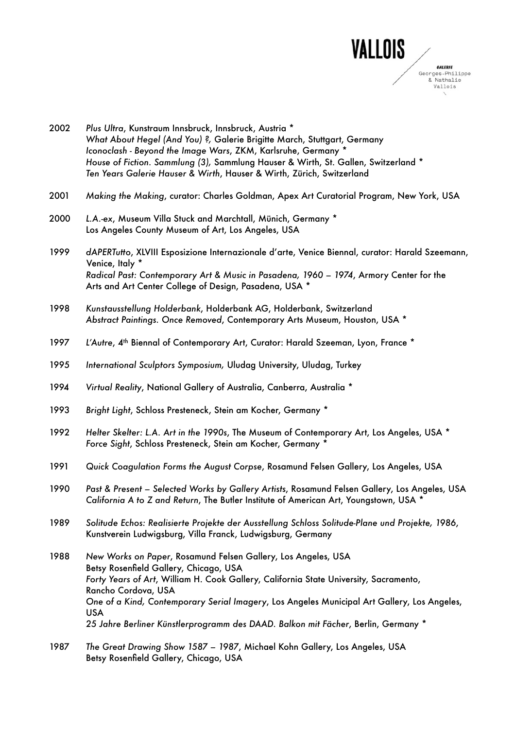2002 *Plus Ultra*, Kunstraum Innsbruck, Innsbruck, Austria *
*What About Hegel (And You) ?*, Galerie Brigitte March, Stuttgart, Germany
*Iconoclash - Beyond the Image Wars*, ZKM, Karlsruhe, Germany *
*House of Fiction. Sammlung (3),* Sammlung Hauser & Wirth, St. Gallen, Switzerland *
*Ten Years Galerie Hauser & Wirth*, Hauser & Wirth, Zürich, Switzerland

2001 *Making the Making*, curator: Charles Goldman, Apex Art Curatorial Program, New York, USA

2000 *L.A.-ex*, Museum Villa Stuck and Marchtall, Münich, Germany *
Los Angeles County Museum of Art, Los Angeles, USA

1999 *dAPERTutto*, XLVIII Esposizione Internazionale d'arte, Venice Biennal, curator: Harald Szeemann, Venice, Italy *
*Radical Past: Contemporary Art & Music in Pasadena, 1960 – 1974*, Armory Center for the Arts and Art Center College of Design, Pasadena, USA *

1998 *Kunstausstellung Holderbank*, Holderbank AG, Holderbank, Switzerland
*Abstract Paintings. Once Removed*, Contemporary Arts Museum, Houston, USA *

1997 *L'Autre*, 4th Biennal of Contemporary Art, Curator: Harald Szeeman, Lyon, France *

1995 *International Sculptors Symposium,* Uludag University, Uludag, Turkey

1994 *Virtual Reality*, National Gallery of Australia, Canberra, Australia *

1993 *Bright Light*, Schloss Presteneck, Stein am Kocher, Germany *

1992 *Helter Skelter: L.A. Art in the 1990s*, The Museum of Contemporary Art, Los Angeles, USA *
*Force Sight*, Schloss Presteneck, Stein am Kocher, Germany *

1991 *Quick Coagulation Forms the August Corpse*, Rosamund Felsen Gallery, Los Angeles, USA

1990 *Past & Present – Selected Works by Gallery Artists*, Rosamund Felsen Gallery, Los Angeles, USA
*California A to Z and Return*, The Butler Institute of American Art, Youngstown, USA *

1989 *Solitude Echos: Realisierte Projekte der Ausstellung Schloss Solitude-Plane und Projekte, 1986*, Kunstverein Ludwigsburg, Villa Franck, Ludwigsburg, Germany

1988 *New Works on Paper*, Rosamund Felsen Gallery, Los Angeles, USA
Betsy Rosenfield Gallery, Chicago, USA
*Forty Years of Art*, William H. Cook Gallery, California State University, Sacramento, Rancho Cordova, USA
*One of a Kind, Contemporary Serial Imagery*, Los Angeles Municipal Art Gallery, Los Angeles, USA
*25 Jahre Berliner Künstlerprogramm des DAAD. Balkon mit Fächer*, Berlin, Germany *

1987 *The Great Drawing Show 1587 – 1987*, Michael Kohn Gallery, Los Angeles, USA
Betsy Rosenfield Gallery, Chicago, USA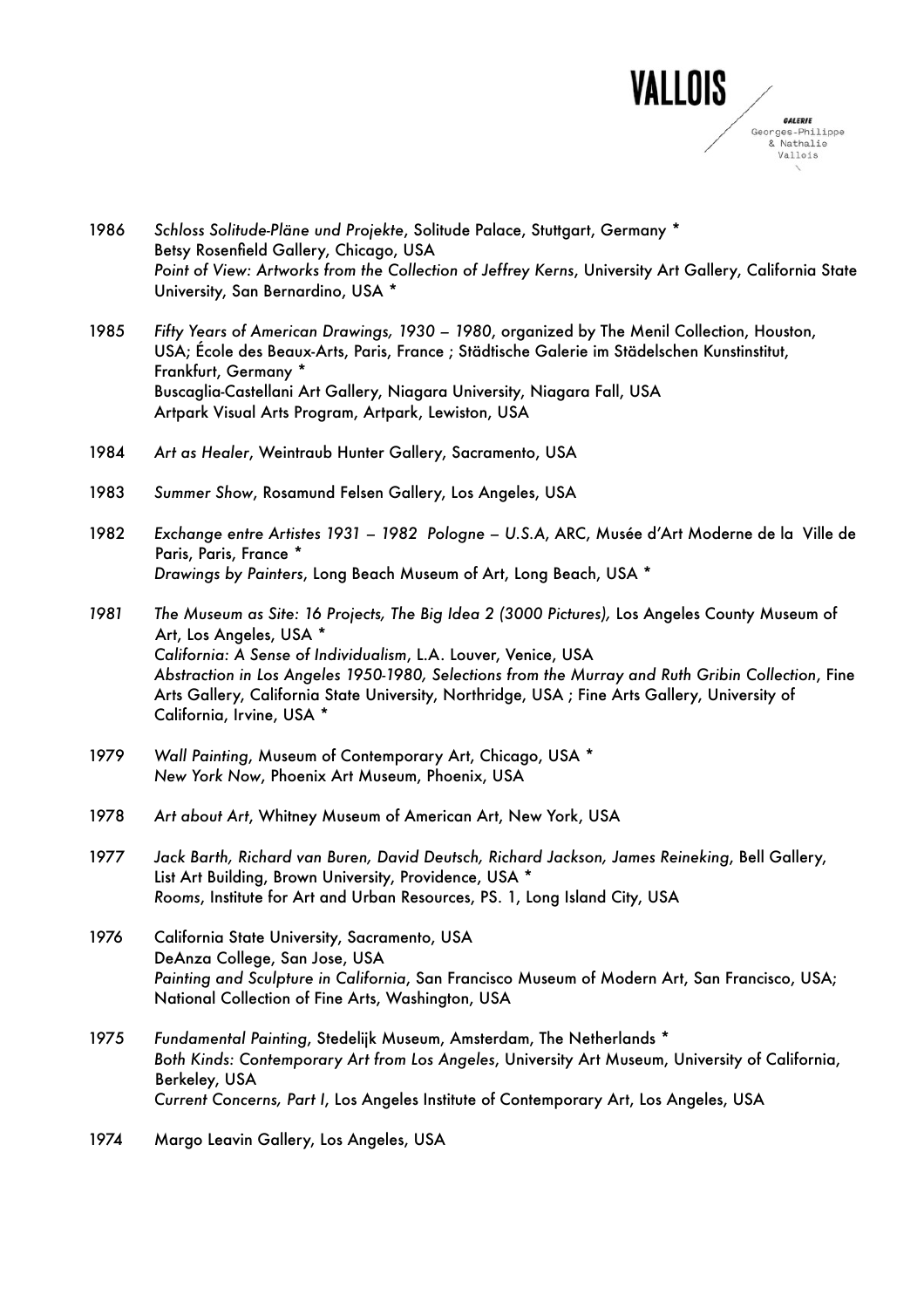1986 *Schloss Solitude-Pläne und Projekte*, Solitude Palace, Stuttgart, Germany *
Betsy Rosenfield Gallery, Chicago, USA
*Point of View: Artworks from the Collection of Jeffrey Kerns*, University Art Gallery, California State University, San Bernardino, USA *

1985 *Fifty Years of American Drawings, 1930 – 1980*, organized by The Menil Collection, Houston, USA; École des Beaux-Arts, Paris, France ; Städtische Galerie im Städelschen Kunstinstitut, Frankfurt, Germany *
Buscaglia-Castellani Art Gallery, Niagara University, Niagara Fall, USA
Artpark Visual Arts Program, Artpark, Lewiston, USA

1984 *Art as Healer*, Weintraub Hunter Gallery, Sacramento, USA

1983 *Summer Show*, Rosamund Felsen Gallery, Los Angeles, USA

1982 *Exchange entre Artistes 1931 – 1982 Pologne – U.S.A*, ARC, Musée d'Art Moderne de la Ville de Paris, Paris, France *
*Drawings by Painters*, Long Beach Museum of Art, Long Beach, USA *

1981 *The Museum as Site: 16 Projects, The Big Idea 2 (3000 Pictures)*, Los Angeles County Museum of Art, Los Angeles, USA *
*California: A Sense of Individualism*, L.A. Louver, Venice, USA
*Abstraction in Los Angeles 1950-1980, Selections from the Murray and Ruth Gribin Collection*, Fine Arts Gallery, California State University, Northridge, USA ; Fine Arts Gallery, University of California, Irvine, USA *

1979 *Wall Painting*, Museum of Contemporary Art, Chicago, USA *
*New York Now*, Phoenix Art Museum, Phoenix, USA

1978 *Art about Art*, Whitney Museum of American Art, New York, USA

1977 *Jack Barth, Richard van Buren, David Deutsch, Richard Jackson, James Reineking*, Bell Gallery, List Art Building, Brown University, Providence, USA *
*Rooms*, Institute for Art and Urban Resources, PS. 1, Long Island City, USA

1976 California State University, Sacramento, USA
DeAnza College, San Jose, USA
*Painting and Sculpture in California*, San Francisco Museum of Modern Art, San Francisco, USA; National Collection of Fine Arts, Washington, USA

1975 *Fundamental Painting*, Stedelijk Museum, Amsterdam, The Netherlands *
*Both Kinds: Contemporary Art from Los Angeles*, University Art Museum, University of California, Berkeley, USA
*Current Concerns, Part I*, Los Angeles Institute of Contemporary Art, Los Angeles, USA

1974 Margo Leavin Gallery, Los Angeles, USA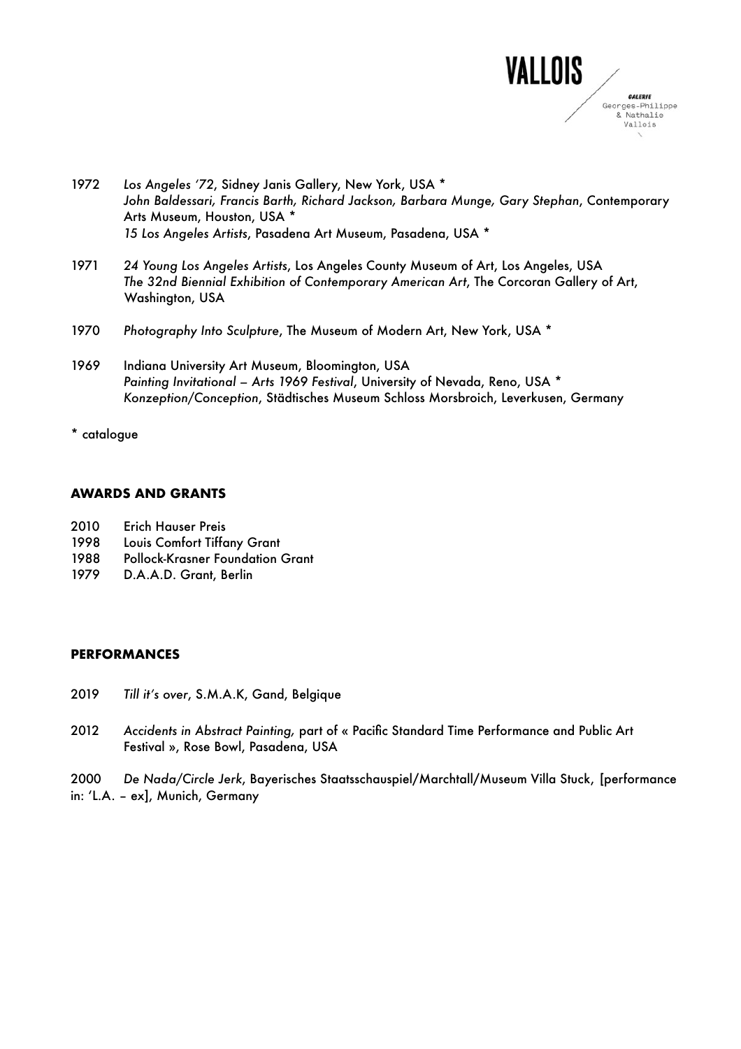1972 *Los Angeles '72*, Sidney Janis Gallery, New York, USA *
*John Baldessari, Francis Barth, Richard Jackson, Barbara Munge, Gary Stephan*, Contemporary Arts Museum, Houston, USA *
*15 Los Angeles Artists*, Pasadena Art Museum, Pasadena, USA *

1971 *24 Young Los Angeles Artists*, Los Angeles County Museum of Art, Los Angeles, USA
*The 32nd Biennial Exhibition of Contemporary American Art*, The Corcoran Gallery of Art, Washington, USA

1970 *Photography Into Sculpture*, The Museum of Modern Art, New York, USA *

1969 Indiana University Art Museum, Bloomington, USA
*Painting Invitational – Arts 1969 Festival*, University of Nevada, Reno, USA *
*Konzeption/Conception*, Städtisches Museum Schloss Morsbroich, Leverkusen, Germany

* catalogue

## AWARDS AND GRANTS

2010 Erich Hauser Preis
1998 Louis Comfort Tiffany Grant
1988 Pollock-Krasner Foundation Grant
1979 D.A.A.D. Grant, Berlin

## PERFORMANCES

2019 *Till it's over*, S.M.A.K, Gand, Belgique

2012 *Accidents in Abstract Painting,* part of « Pacific Standard Time Performance and Public Art Festival », Rose Bowl, Pasadena, USA

2000 *De Nada/Circle Jerk*, Bayerisches Staatsschauspiel/Marchtall/Museum Villa Stuck, [performance in: 'L.A. – ex], Munich, Germany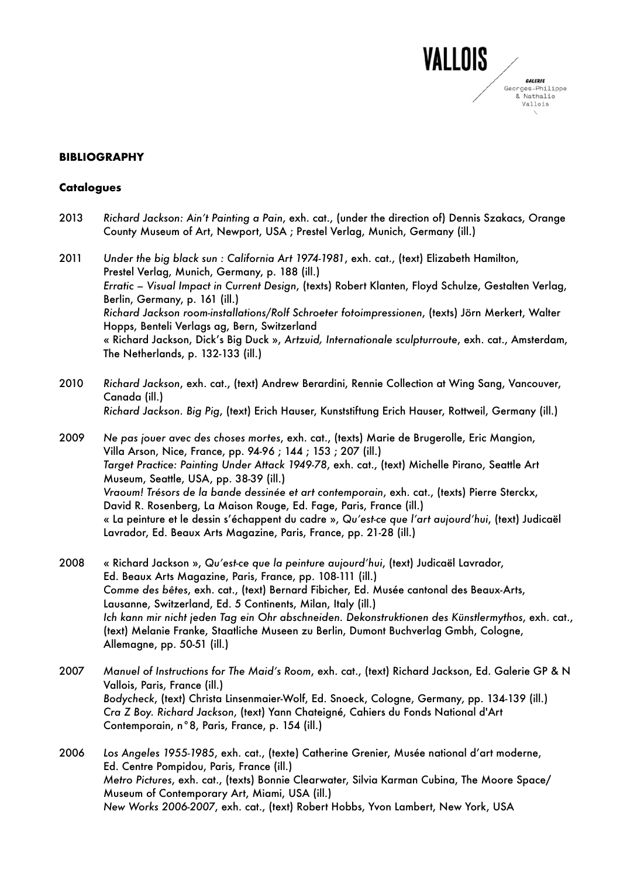## BIBLIOGRAPHY

### Catalogues

2013 *Richard Jackson: Ain't Painting a Pain*, exh. cat., (under the direction of) Dennis Szakacs, Orange County Museum of Art, Newport, USA ; Prestel Verlag, Munich, Germany (ill.)

2011 *Under the big black sun : California Art 1974-1981*, exh. cat., (text) Elizabeth Hamilton, Prestel Verlag, Munich, Germany, p. 188 (ill.)
*Erratic – Visual Impact in Current Design*, (texts) Robert Klanten, Floyd Schulze, Gestalten Verlag, Berlin, Germany, p. 161 (ill.)
*Richard Jackson room-installations/Rolf Schroeter fotoimpressionen*, (texts) Jörn Merkert, Walter Hopps, Benteli Verlags ag, Bern, Switzerland
« Richard Jackson, Dick's Big Duck », *Artzuid, Internationale sculpturroute*, exh. cat., Amsterdam, The Netherlands, p. 132-133 (ill.)

2010 *Richard Jackson*, exh. cat., (text) Andrew Berardini, Rennie Collection at Wing Sang, Vancouver, Canada (ill.)
*Richard Jackson. Big Pig*, (text) Erich Hauser, Kunststiftung Erich Hauser, Rottweil, Germany (ill.)

2009 *Ne pas jouer avec des choses mortes*, exh. cat., (texts) Marie de Brugerolle, Eric Mangion, Villa Arson, Nice, France, pp. 94-96 ; 144 ; 153 ; 207 (ill.)
*Target Practice: Painting Under Attack 1949-78*, exh. cat., (text) Michelle Pirano, Seattle Art Museum, Seattle, USA, pp. 38-39 (ill.)
*Vraoum! Trésors de la bande dessinée et art contemporain*, exh. cat., (texts) Pierre Sterckx, David R. Rosenberg, La Maison Rouge, Ed. Fage, Paris, France (ill.)
« La peinture et le dessin s'échappent du cadre », *Qu'est-ce que l'art aujourd'hui*, (text) Judicaël Lavrador, Ed. Beaux Arts Magazine, Paris, France, pp. 21-28 (ill.)

2008 « Richard Jackson », *Qu'est-ce que la peinture aujourd'hui*, (text) Judicaël Lavrador, Ed. Beaux Arts Magazine, Paris, France, pp. 108-111 (ill.)
*Comme des bêtes*, exh. cat., (text) Bernard Fibicher, Ed. Musée cantonal des Beaux-Arts, Lausanne, Switzerland, Ed. 5 Continents, Milan, Italy (ill.)
*Ich kann mir nicht jeden Tag ein Ohr abschneiden. Dekonstruktionen des Künstlermythos*, exh. cat., (text) Melanie Franke, Staatliche Museen zu Berlin, Dumont Buchverlag Gmbh, Cologne, Allemagne, pp. 50-51 (ill.)

2007 *Manuel of Instructions for The Maid's Room*, exh. cat., (text) Richard Jackson, Ed. Galerie GP & N Vallois, Paris, France (ill.)
*Bodycheck*, (text) Christa Linsenmaier-Wolf, Ed. Snoeck, Cologne, Germany, pp. 134-139 (ill.)
*Cra Z Boy. Richard Jackson*, (text) Yann Chateigné, Cahiers du Fonds National d'Art Contemporain, n°8, Paris, France, p. 154 (ill.)

2006 *Los Angeles 1955-1985*, exh. cat., (texte) Catherine Grenier, Musée national d'art moderne, Ed. Centre Pompidou, Paris, France (ill.)
*Metro Pictures*, exh. cat., (texts) Bonnie Clearwater, Silvia Karman Cubina, The Moore Space/ Museum of Contemporary Art, Miami, USA (ill.)
*New Works 2006-2007*, exh. cat., (text) Robert Hobbs, Yvon Lambert, New York, USA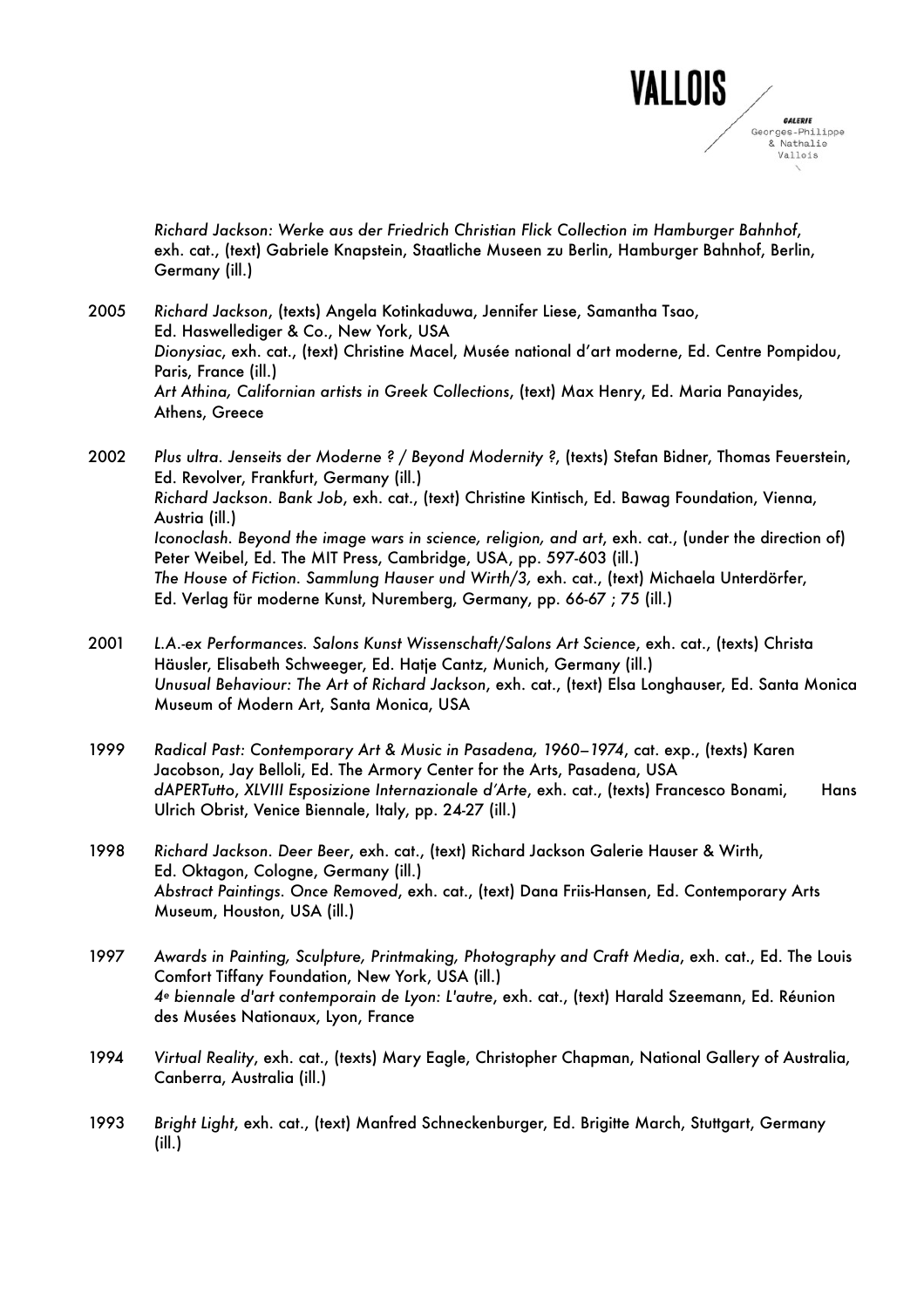*Richard Jackson: Werke aus der Friedrich Christian Flick Collection im Hamburger Bahnhof*, exh. cat., (text) Gabriele Knapstein, Staatliche Museen zu Berlin, Hamburger Bahnhof, Berlin, Germany (ill.)

2005 *Richard Jackson*, (texts) Angela Kotinkaduwa, Jennifer Liese, Samantha Tsao, Ed. Haswellediger & Co., New York, USA
*Dionysiac*, exh. cat., (text) Christine Macel, Musée national d'art moderne, Ed. Centre Pompidou, Paris, France (ill.)
*Art Athina, Californian artists in Greek Collections*, (text) Max Henry, Ed. Maria Panayides, Athens, Greece

2002 *Plus ultra. Jenseits der Moderne ? / Beyond Modernity ?*, (texts) Stefan Bidner, Thomas Feuerstein, Ed. Revolver, Frankfurt, Germany (ill.)
*Richard Jackson. Bank Job*, exh. cat., (text) Christine Kintisch, Ed. Bawag Foundation, Vienna, Austria (ill.)
*Iconoclash. Beyond the image wars in science, religion, and art*, exh. cat., (under the direction of) Peter Weibel, Ed. The MIT Press, Cambridge, USA, pp. 597-603 (ill.)
*The House of Fiction. Sammlung Hauser und Wirth/3,* exh. cat., (text) Michaela Unterdörfer, Ed. Verlag für moderne Kunst, Nuremberg, Germany, pp. 66-67 ; 75 (ill.)

2001 *L.A.-ex Performances. Salons Kunst Wissenschaft/Salons Art Science*, exh. cat., (texts) Christa Häusler, Elisabeth Schweeger, Ed. Hatje Cantz, Munich, Germany (ill.)
*Unusual Behaviour: The Art of Richard Jackson*, exh. cat., (text) Elsa Longhauser, Ed. Santa Monica Museum of Modern Art, Santa Monica, USA

1999 *Radical Past: Contemporary Art & Music in Pasadena, 1960–1974*, cat. exp., (texts) Karen Jacobson, Jay Belloli, Ed. The Armory Center for the Arts, Pasadena, USA
*dAPERTutto*, *XLVIII Esposizione Internazionale d'Arte*, exh. cat., (texts) Francesco Bonami, Hans Ulrich Obrist, Venice Biennale, Italy, pp. 24-27 (ill.)

1998 *Richard Jackson. Deer Beer*, exh. cat., (text) Richard Jackson Galerie Hauser & Wirth, Ed. Oktagon, Cologne, Germany (ill.)
*Abstract Paintings. Once Removed*, exh. cat., (text) Dana Friis-Hansen, Ed. Contemporary Arts Museum, Houston, USA (ill.)

1997 *Awards in Painting, Sculpture, Printmaking, Photography and Craft Media*, exh. cat., Ed. The Louis Comfort Tiffany Foundation, New York, USA (ill.)
*4e biennale d'art contemporain de Lyon: L'autre*, exh. cat., (text) Harald Szeemann, Ed. Réunion des Musées Nationaux, Lyon, France

1994 *Virtual Reality*, exh. cat., (texts) Mary Eagle, Christopher Chapman, National Gallery of Australia, Canberra, Australia (ill.)

1993 *Bright Light*, exh. cat., (text) Manfred Schneckenburger, Ed. Brigitte March, Stuttgart, Germany (ill.)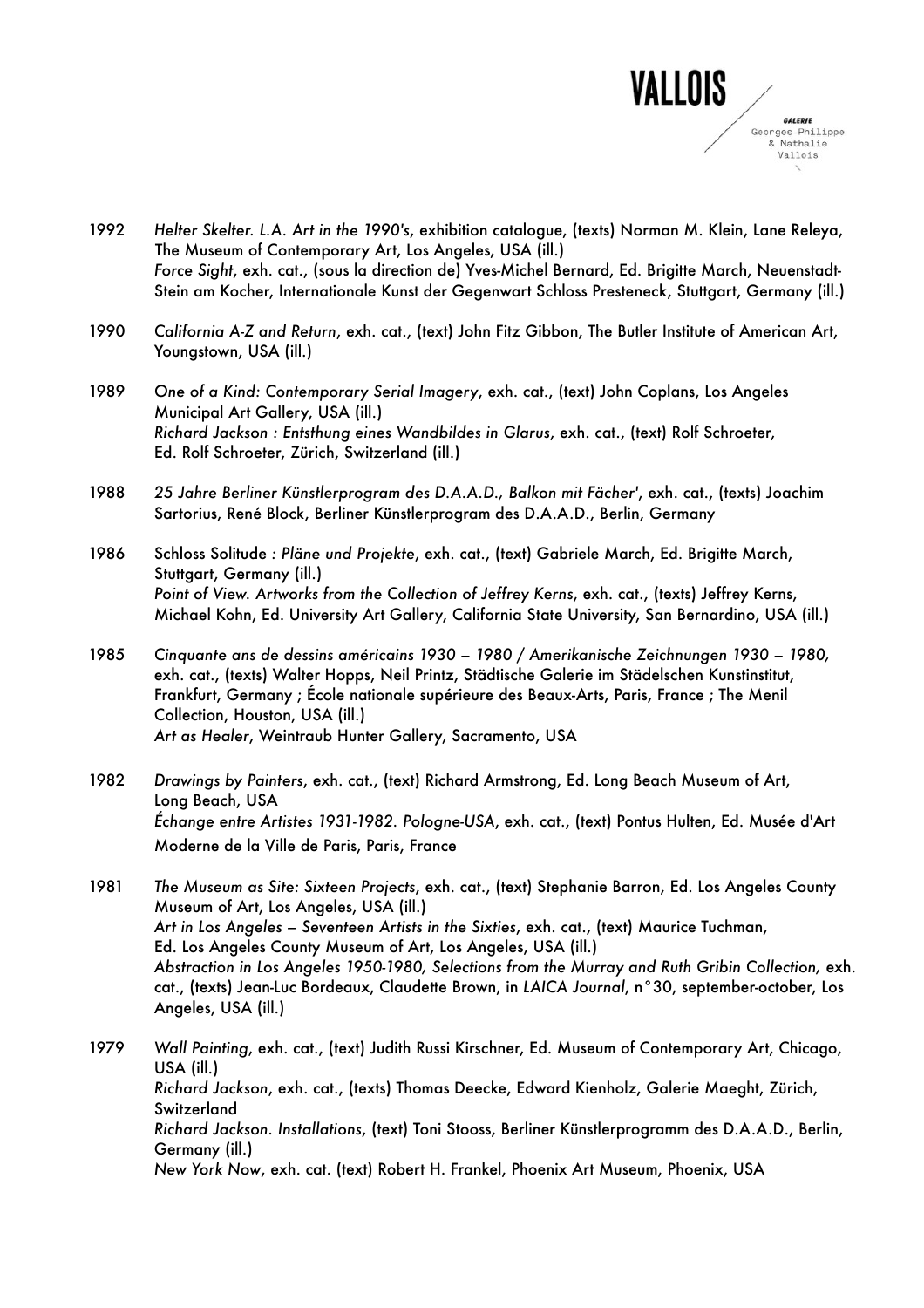1992 *Helter Skelter. L.A. Art in the 1990's*, exhibition catalogue, (texts) Norman M. Klein, Lane Releya, The Museum of Contemporary Art, Los Angeles, USA (ill.)
*Force Sight*, exh. cat., (sous la direction de) Yves-Michel Bernard, Ed. Brigitte March, Neuenstadt-Stein am Kocher, Internationale Kunst der Gegenwart Schloss Presteneck, Stuttgart, Germany (ill.)

1990 *California A-Z and Return*, exh. cat., (text) John Fitz Gibbon, The Butler Institute of American Art, Youngstown, USA (ill.)

1989 *One of a Kind: Contemporary Serial Imagery*, exh. cat., (text) John Coplans, Los Angeles Municipal Art Gallery, USA (ill.)
*Richard Jackson : Entsthung eines Wandbildes in Glarus*, exh. cat., (text) Rolf Schroeter, Ed. Rolf Schroeter, Zürich, Switzerland (ill.)

1988 *25 Jahre Berliner Künstlerprogram des D.A.A.D., Balkon mit Fächer'*, exh. cat., (texts) Joachim Sartorius, René Block, Berliner Künstlerprogram des D.A.A.D., Berlin, Germany

1986 Schloss Solitude *: Pläne und Projekte*, exh. cat., (text) Gabriele March, Ed. Brigitte March, Stuttgart, Germany (ill.)
*Point of View. Artworks from the Collection of Jeffrey Kerns*, exh. cat., (texts) Jeffrey Kerns, Michael Kohn, Ed. University Art Gallery, California State University, San Bernardino, USA (ill.)

1985 *Cinquante ans de dessins américains 1930 – 1980 / Amerikanische Zeichnungen 1930 – 1980*, exh. cat., (texts) Walter Hopps, Neil Printz, Städtische Galerie im Städelschen Kunstinstitut, Frankfurt, Germany ; École nationale supérieure des Beaux-Arts, Paris, France ; The Menil Collection, Houston, USA (ill.)
*Art as Healer*, Weintraub Hunter Gallery, Sacramento, USA

1982 *Drawings by Painters*, exh. cat., (text) Richard Armstrong, Ed. Long Beach Museum of Art, Long Beach, USA
*Échange entre Artistes 1931-1982. Pologne-USA*, exh. cat., (text) Pontus Hulten, Ed. Musée d'Art Moderne de la Ville de Paris, Paris, France

1981 *The Museum as Site: Sixteen Projects*, exh. cat., (text) Stephanie Barron, Ed. Los Angeles County Museum of Art, Los Angeles, USA (ill.)
*Art in Los Angeles – Seventeen Artists in the Sixties*, exh. cat., (text) Maurice Tuchman, Ed. Los Angeles County Museum of Art, Los Angeles, USA (ill.)
*Abstraction in Los Angeles 1950-1980, Selections from the Murray and Ruth Gribin Collection*, exh. cat., (texts) Jean-Luc Bordeaux, Claudette Brown, in *LAICA Journal*, n°30, september-october, Los Angeles, USA (ill.)

1979 *Wall Painting*, exh. cat., (text) Judith Russi Kirschner, Ed. Museum of Contemporary Art, Chicago, USA (ill.)
*Richard Jackson*, exh. cat., (texts) Thomas Deecke, Edward Kienholz, Galerie Maeght, Zürich, Switzerland
*Richard Jackson. Installations*, (text) Toni Stooss, Berliner Künstlerprogramm des D.A.A.D., Berlin, Germany (ill.)
*New York Now*, exh. cat. (text) Robert H. Frankel, Phoenix Art Museum, Phoenix, USA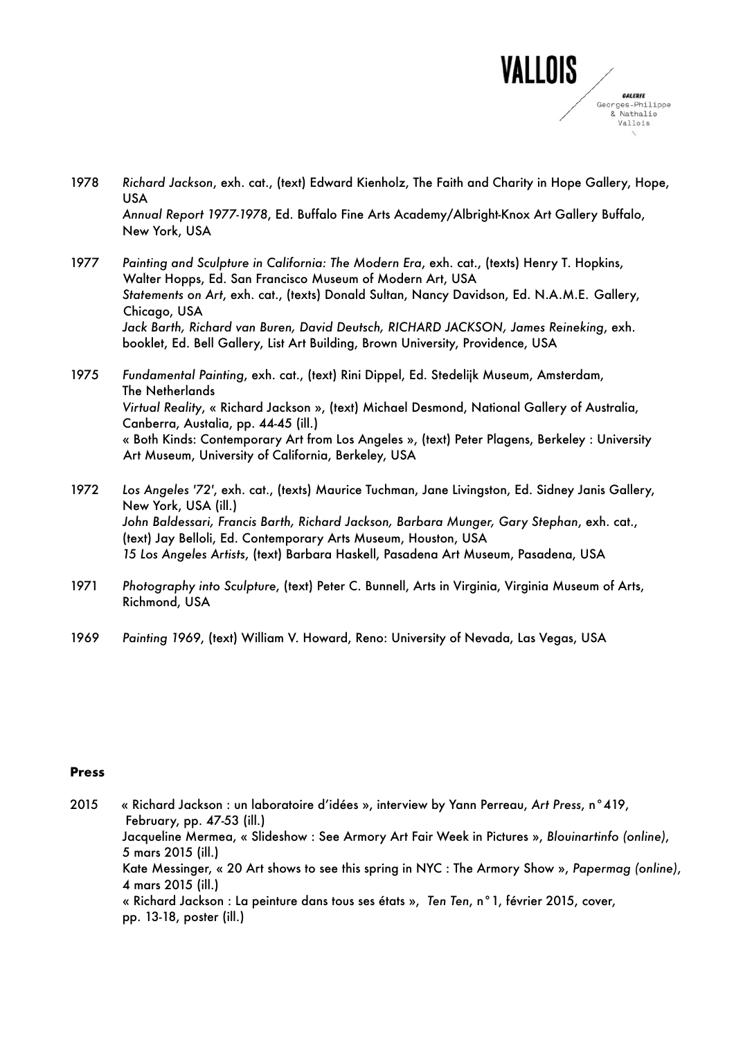1978 *Richard Jackson*, exh. cat., (text) Edward Kienholz, The Faith and Charity in Hope Gallery, Hope, USA
*Annual Report 1977-1978*, Ed. Buffalo Fine Arts Academy/Albright-Knox Art Gallery Buffalo, New York, USA

1977 *Painting and Sculpture in California: The Modern Era*, exh. cat., (texts) Henry T. Hopkins, Walter Hopps, Ed. San Francisco Museum of Modern Art, USA
*Statements on Art*, exh. cat., (texts) Donald Sultan, Nancy Davidson, Ed. N.A.M.E. Gallery, Chicago, USA
*Jack Barth, Richard van Buren, David Deutsch, RICHARD JACKSON, James Reineking*, exh. booklet, Ed. Bell Gallery, List Art Building, Brown University, Providence, USA

1975 *Fundamental Painting*, exh. cat., (text) Rini Dippel, Ed. Stedelijk Museum, Amsterdam, The Netherlands
*Virtual Reality*, « Richard Jackson », (text) Michael Desmond, National Gallery of Australia, Canberra, Austalia, pp. 44-45 (ill.)
« Both Kinds: Contemporary Art from Los Angeles », (text) Peter Plagens, Berkeley : University Art Museum, University of California, Berkeley, USA

1972 *Los Angeles '72'*, exh. cat., (texts) Maurice Tuchman, Jane Livingston, Ed. Sidney Janis Gallery, New York, USA (ill.)
*John Baldessari, Francis Barth, Richard Jackson, Barbara Munger, Gary Stephan*, exh. cat., (text) Jay Belloli, Ed. Contemporary Arts Museum, Houston, USA
*15 Los Angeles Artists*, (text) Barbara Haskell, Pasadena Art Museum, Pasadena, USA

1971 *Photography into Sculpture*, (text) Peter C. Bunnell, Arts in Virginia, Virginia Museum of Arts, Richmond, USA

1969 *Painting 1969*, (text) William V. Howard, Reno: University of Nevada, Las Vegas, USA

**Press**

2015 « Richard Jackson : un laboratoire d'idées », interview by Yann Perreau, *Art Press*, n°419, February, pp. 47-53 (ill.)
Jacqueline Mermea, « Slideshow : See Armory Art Fair Week in Pictures », *Blouinartinfo (online)*, 5 mars 2015 (ill.)
Kate Messinger, « 20 Art shows to see this spring in NYC : The Armory Show », *Papermag (online)*, 4 mars 2015 (ill.)
« Richard Jackson : La peinture dans tous ses états », *Ten Ten*, n°1, février 2015, cover, pp. 13-18, poster (ill.)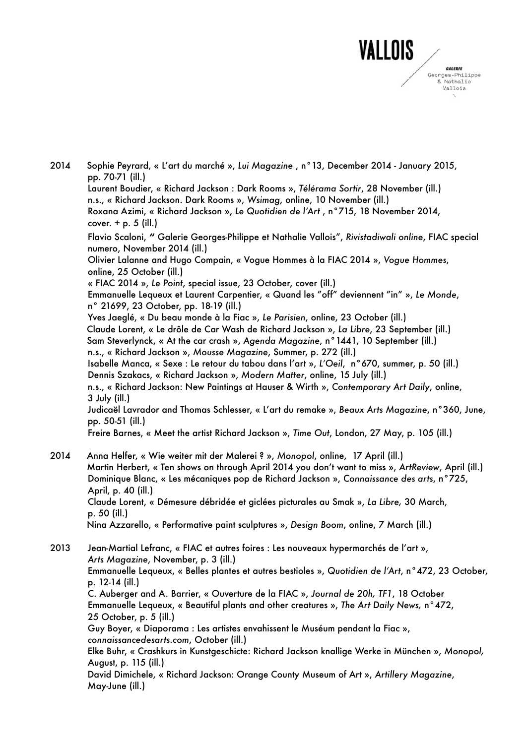2014 Sophie Peyrard, « L'art du marché », *Lui Magazine* , n°13, December 2014 - January 2015, pp. 70-71 (ill.)
Laurent Boudier, « Richard Jackson : Dark Rooms », *Télérama Sortir*, 28 November (ill.)
n.s., « Richard Jackson. Dark Rooms », *Wsimag*, online, 10 November (ill.)
Roxana Azimi, « Richard Jackson », *Le Quotidien de l'Art* , n°715, 18 November 2014, cover. + p. 5 (ill.)
Flavio Scaloni, " Galerie Georges-Philippe et Nathalie Vallois", *Rivistadiwali online*, FIAC special numero, November 2014 (ill.)
Olivier Lalanne and Hugo Compain, « Vogue Hommes à la FIAC 2014 », *Vogue Hommes*, online, 25 October (ill.)
« FIAC 2014 », *Le Point*, special issue, 23 October, cover (ill.)
Emmanuelle Lequeux et Laurent Carpentier, « Quand les "off" deviennent "in" », *Le Monde*, n° 21699, 23 October, pp. 18-19 (ill.)
Yves Jaeglé, « Du beau monde à la Fiac », *Le Parisien*, online, 23 October (ill.)
Claude Lorent, « Le drôle de Car Wash de Richard Jackson », *La Libre*, 23 September (ill.)
Sam Steverlynck, « At the car crash », *Agenda Magazine*, n°1441, 10 September (ill.)
n.s., « Richard Jackson », *Mousse Magazine*, Summer, p. 272 (ill.)
Isabelle Manca, « Sexe : Le retour du tabou dans l'art », *L'Oeil*, n°670, summer, p. 50 (ill.)
Dennis Szakacs, « Richard Jackson », *Modern Matter*, online, 15 July (ill.)
n.s., « Richard Jackson: New Paintings at Hauser & Wirth », *Contemporary Art Daily*, online, 3 July (ill.)
Judicaël Lavrador and Thomas Schlesser, « L'art du remake », *Beaux Arts Magazine*, n°360, June, pp. 50-51 (ill.)
Freire Barnes, « Meet the artist Richard Jackson », *Time Out*, London, 27 May, p. 105 (ill.)

2014 Anna Helfer, « Wie weiter mit der Malerei ? », *Monopol*, online, 17 April (ill.)
Martin Herbert, « Ten shows on through April 2014 you don't want to miss », *ArtReview*, April (ill.)
Dominique Blanc, « Les mécaniques pop de Richard Jackson », *Connaissance des arts*, n°725, April, p. 40 (ill.)
Claude Lorent, « Démesure débridée et giclées picturales au Smak », *La Libre,* 30 March, p. 50 (ill.)
Nina Azzarello, « Performative paint sculptures », *Design Boom*, online, 7 March (ill.)

2013 Jean-Martial Lefranc, « FIAC et autres foires : Les nouveaux hypermarchés de l'art », *Arts Magazine*, November, p. 3 (ill.)
Emmanuelle Lequeux, « Belles plantes et autres bestioles », *Quotidien de l'Art*, n°472, 23 October, p. 12-14 (ill.)
C. Auberger and A. Barrier, « Ouverture de la FIAC », *Journal de 20h, TF1*, 18 October
Emmanuelle Lequeux, « Beautiful plants and other creatures », *The Art Daily News,* n°472, 25 October, p. 5 (ill.)
Guy Boyer, « Diaporama : Les artistes envahissent le Muséum pendant la Fiac », *connaissancedesarts.com*, October (ill.)
Elke Buhr, « Crashkurs in Kunstgeschicte: Richard Jackson knallige Werke in München », *Monopol,* August, p. 115 (ill.)
David Dimichele, « Richard Jackson: Orange County Museum of Art », *Artillery Magazine*, May-June (ill.)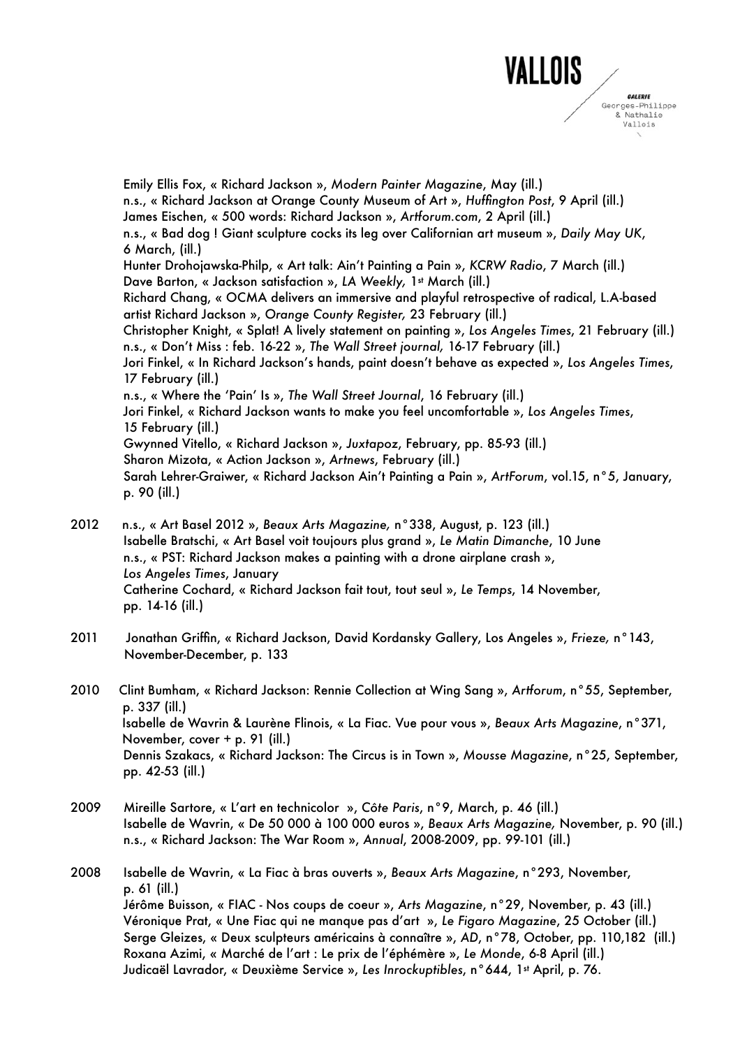Emily Ellis Fox, « Richard Jackson », *Modern Painter Magazine*, May (ill.)
n.s., « Richard Jackson at Orange County Museum of Art », *Huffington Post*, 9 April (ill.)
James Eischen, « 500 words: Richard Jackson », *Artforum.com*, 2 April (ill.)
n.s., « Bad dog ! Giant sculpture cocks its leg over Californian art museum », *Daily May UK*, 6 March, (ill.)
Hunter Drohojawska-Philp, « Art talk: Ain't Painting a Pain », *KCRW Radio*, 7 March (ill.)
Dave Barton, « Jackson satisfaction », *LA Weekly,* 1st March (ill.)
Richard Chang, « OCMA delivers an immersive and playful retrospective of radical, L.A-based artist Richard Jackson », *Orange County Register,* 23 February (ill.)
Christopher Knight, « Splat! A lively statement on painting », *Los Angeles Times*, 21 February (ill.)
n.s., « Don't Miss : feb. 16-22 », *The Wall Street journal,* 16-17 February (ill.)
Jori Finkel, « In Richard Jackson's hands, paint doesn't behave as expected », *Los Angeles Times*, 17 February (ill.)
n.s., « Where the 'Pain' Is », *The Wall Street Journal*, 16 February (ill.)
Jori Finkel, « Richard Jackson wants to make you feel uncomfortable », *Los Angeles Times*, 15 February (ill.)
Gwynned Vitello, « Richard Jackson », *Juxtapoz*, February, pp. 85-93 (ill.)
Sharon Mizota, « Action Jackson », *Artnews*, February (ill.)
Sarah Lehrer-Graiwer, « Richard Jackson Ain't Painting a Pain », *ArtForum*, vol.15, n°5, January, p. 90 (ill.)

2012 n.s., « Art Basel 2012 », *Beaux Arts Magazine,* n°338, August, p. 123 (ill.)
Isabelle Bratschi, « Art Basel voit toujours plus grand », *Le Matin Dimanche*, 10 June
n.s., « PST: Richard Jackson makes a painting with a drone airplane crash », *Los Angeles Times*, January
Catherine Cochard, « Richard Jackson fait tout, tout seul », *Le Temps*, 14 November, pp. 14-16 (ill.)

2011 Jonathan Griffin, « Richard Jackson, David Kordansky Gallery, Los Angeles », *Frieze,* n°143, November-December, p. 133

2010 Clint Bumham, « Richard Jackson: Rennie Collection at Wing Sang », *Artforum*, n°55, September, p. 337 (ill.)
Isabelle de Wavrin & Laurène Flinois, « La Fiac. Vue pour vous », *Beaux Arts Magazine*, n°371, November, cover + p. 91 (ill.)
Dennis Szakacs, « Richard Jackson: The Circus is in Town », *Mousse Magazine*, n°25, September, pp. 42-53 (ill.)

2009 Mireille Sartore, « L'art en technicolor », *Côte Paris*, n°9, March, p. 46 (ill.)
Isabelle de Wavrin, « De 50 000 à 100 000 euros », *Beaux Arts Magazine,* November, p. 90 (ill.)
n.s., « Richard Jackson: The War Room », *Annual*, 2008-2009, pp. 99-101 (ill.)

2008 Isabelle de Wavrin, « La Fiac à bras ouverts », *Beaux Arts Magazine*, n°293, November, p. 61 (ill.)
Jérôme Buisson, « FIAC - Nos coups de coeur », *Arts Magazine*, n°29, November, p. 43 (ill.)
Véronique Prat, « Une Fiac qui ne manque pas d'art », *Le Figaro Magazine*, 25 October (ill.)
Serge Gleizes, « Deux sculpteurs américains à connaître », *AD*, n°78, October, pp. 110,182 (ill.)
Roxana Azimi, « Marché de l'art : Le prix de l'éphémère », *Le Monde*, 6-8 April (ill.)
Judicaël Lavrador, « Deuxième Service », *Les Inrockuptibles*, n°644, 1st April, p. 76.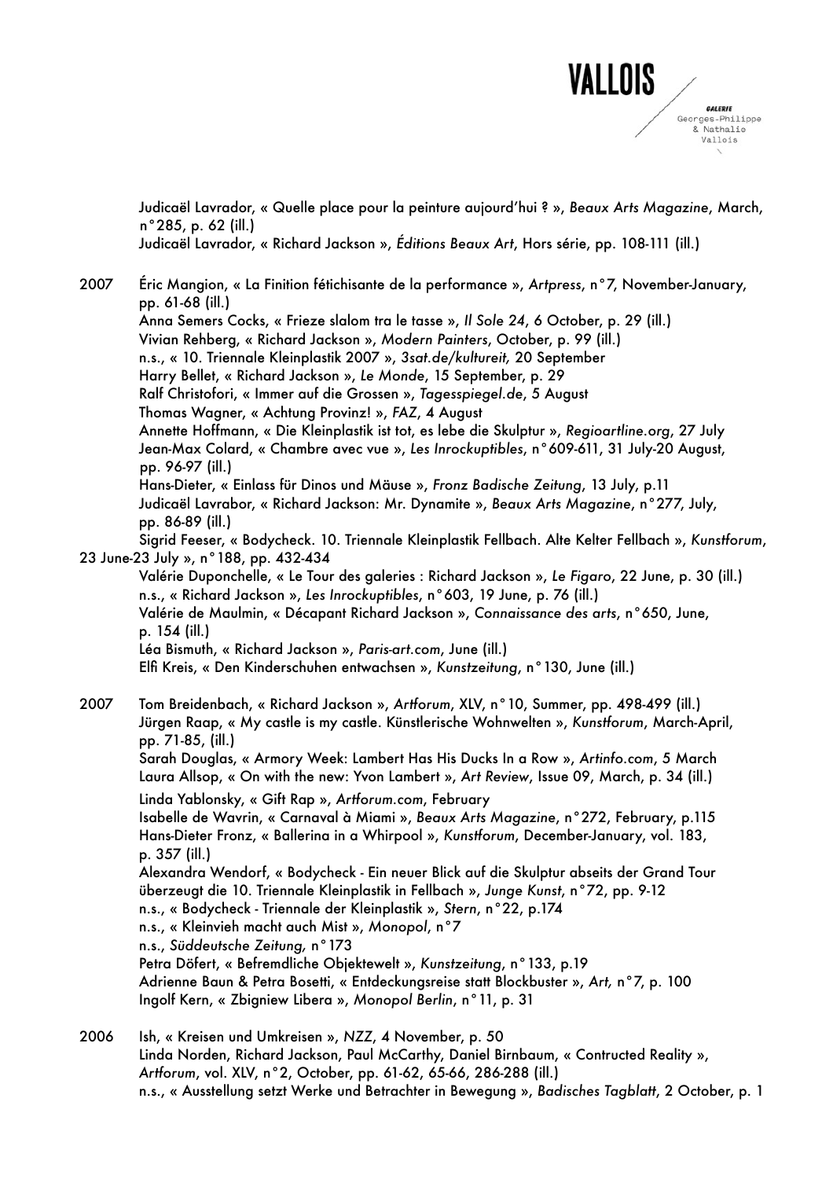Judicaël Lavrador, « Quelle place pour la peinture aujourd'hui ? », *Beaux Arts Magazine*, March, n°285, p. 62 (ill.)
Judicaël Lavrador, « Richard Jackson », *Éditions Beaux Art*, Hors série, pp. 108-111 (ill.)

2007 Éric Mangion, « La Finition fétichisante de la performance », *Artpress*, n°7, November-January, pp. 61-68 (ill.)
Anna Semers Cocks, « Frieze slalom tra le tasse », *Il Sole 24*, 6 October, p. 29 (ill.)
Vivian Rehberg, « Richard Jackson », *Modern Painters*, October, p. 99 (ill.)
n.s., « 10. Triennale Kleinplastik 2007 », *3sat.de/kultureit,* 20 September
Harry Bellet, « Richard Jackson », *Le Monde*, 15 September, p. 29
Ralf Christofori, « Immer auf die Grossen », *Tagesspiegel.de*, 5 August
Thomas Wagner, « Achtung Provinz! », *FAZ*, 4 August
Annette Hoffmann, « Die Kleinplastik ist tot, es lebe die Skulptur », *Regioartline.org*, 27 July
Jean-Max Colard, « Chambre avec vue », *Les Inrockuptibles*, n°609-611, 31 July-20 August, pp. 96-97 (ill.)
Hans-Dieter, « Einlass für Dinos und Mäuse », *Fronz Badische Zeitung*, 13 July, p.11
Judicaël Lavrabor, « Richard Jackson: Mr. Dynamite », *Beaux Arts Magazine*, n°277, July, pp. 86-89 (ill.)
Sigrid Feeser, « Bodycheck. 10. Triennale Kleinplastik Fellbach. Alte Kelter Fellbach », *Kunstforum*, 23 June-23 July », n°188, pp. 432-434
Valérie Duponchelle, « Le Tour des galeries : Richard Jackson », *Le Figaro*, 22 June, p. 30 (ill.)
n.s., « Richard Jackson », *Les Inrockuptibles*, n°603, 19 June, p. 76 (ill.)
Valérie de Maulmin, « Décapant Richard Jackson », *Connaissance des arts*, n°650, June, p. 154 (ill.)
Léa Bismuth, « Richard Jackson », *Paris-art.com*, June (ill.)
Elfi Kreis, « Den Kinderschuhen entwachsen », *Kunstzeitung*, n°130, June (ill.)

2007 Tom Breidenbach, « Richard Jackson », *Artforum*, XLV, n°10, Summer, pp. 498-499 (ill.)
Jürgen Raap, « My castle is my castle. Künstlerische Wohnwelten », *Kunstforum*, March-April, pp. 71-85, (ill.)
Sarah Douglas, « Armory Week: Lambert Has His Ducks In a Row », *Artinfo.com*, 5 March
Laura Allsop, « On with the new: Yvon Lambert », *Art Review*, Issue 09, March, p. 34 (ill.)
Linda Yablonsky, « Gift Rap », *Artforum.com*, February
Isabelle de Wavrin, « Carnaval à Miami », *Beaux Arts Magazine*, n°272, February, p.115
Hans-Dieter Fronz, « Ballerina in a Whirpool », *Kunstforum*, December-January, vol. 183, p. 357 (ill.)
Alexandra Wendorf, « Bodycheck - Ein neuer Blick auf die Skulptur abseits der Grand Tour überzeugt die 10. Triennale Kleinplastik in Fellbach », *Junge Kunst*, n°72, pp. 9-12
n.s., « Bodycheck - Triennale der Kleinplastik », *Stern*, n°22, p.174
n.s., « Kleinvieh macht auch Mist », *Monopol*, n°7
n.s., *Süddeutsche Zeitung*, n°173
Petra Döfert, « Befremdliche Objektewelt », *Kunstzeitung*, n°133, p.19
Adrienne Baun & Petra Bosetti, « Entdeckungsreise statt Blockbuster », *Art,* n°7, p. 100
Ingolf Kern, « Zbigniew Libera », *Monopol Berlin*, n°11, p. 31

2006 Ish, « Kreisen und Umkreisen », *NZZ*, 4 November, p. 50
Linda Norden, Richard Jackson, Paul McCarthy, Daniel Birnbaum, « Contructed Reality », *Artforum*, vol. XLV, n°2, October, pp. 61-62, 65-66, 286-288 (ill.)
n.s., « Ausstellung setzt Werke und Betrachter in Bewegung », *Badisches Tagblatt*, 2 October, p. 1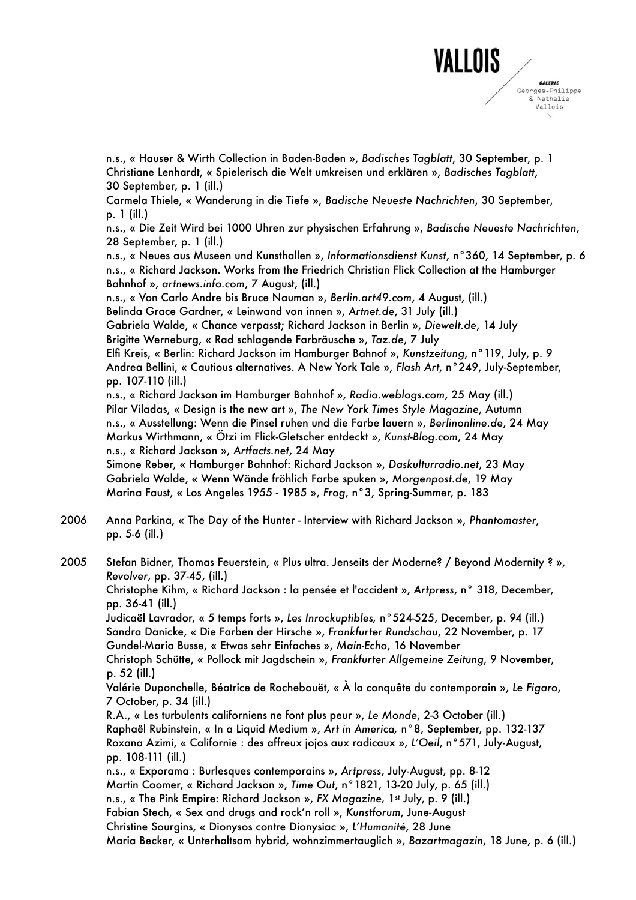n.s., « Hauser & Wirth Collection in Baden-Baden », *Badisches Tagblatt*, 30 September, p. 1
Christiane Lenhardt, « Spielerisch die Welt umkreisen und erklären », *Badisches Tagblatt*, 30 September, p. 1 (ill.)
Carmela Thiele, « Wanderung in die Tiefe », *Badische Neueste Nachrichten*, 30 September, p. 1 (ill.)
n.s., « Die Zeit Wird bei 1000 Uhren zur physischen Erfahrung », *Badische Neueste Nachrichten*, 28 September, p. 1 (ill.)
n.s., « Neues aus Museen und Kunsthallen », *Informationsdienst Kunst*, n°360, 14 September, p. 6
n.s., « Richard Jackson. Works from the Friedrich Christian Flick Collection at the Hamburger Bahnhof », *artnews.info.com*, 7 August, (ill.)
n.s., « Von Carlo Andre bis Bruce Nauman », *Berlin.art49.com*, 4 August, (ill.)
Belinda Grace Gardner, « Leinwand von innen », *Artnet.de*, 31 July (ill.)
Gabriela Walde, « Chance verpasst; Richard Jackson in Berlin », *Diewelt.de*, 14 July
Brigitte Werneburg, « Rad schlagende Farbräusche », *Taz.de*, 7 July
Elfi Kreis, « Berlin: Richard Jackson im Hamburger Bahnof », *Kunstzeitung*, n°119, July, p. 9
Andrea Bellini, « Cautious alternatives. A New York Tale », *Flash Art*, n°249, July-September, pp. 107-110 (ill.)
n.s., « Richard Jackson im Hamburger Bahnhof », *Radio.weblogs.com*, 25 May (ill.)
Pilar Viladas, « Design is the new art », *The New York Times Style Magazine*, Autumn
n.s., « Ausstellung: Wenn die Pinsel ruhen und die Farbe lauern », *Berlinonline.de*, 24 May
Markus Wirthmann, « Ötzi im Flick-Gletscher entdeckt », *Kunst-Blog.com*, 24 May
n.s., « Richard Jackson », *Artfacts.net*, 24 May
Simone Reber, « Hamburger Bahnhof: Richard Jackson », *Daskulturradio.net*, 23 May
Gabriela Walde, « Wenn Wände fröhlich Farbe spuken », *Morgenpost.de*, 19 May
Marina Faust, « Los Angeles 1955 - 1985 », *Frog*, n°3, Spring-Summer, p. 183

2006 Anna Parkina, « The Day of the Hunter - Interview with Richard Jackson », *Phantomaster*, pp. 5-6 (ill.)

2005 Stefan Bidner, Thomas Feuerstein, « Plus ultra. Jenseits der Moderne? / Beyond Modernity ? », *Revolver*, pp. 37-45, (ill.)
Christophe Kihm, « Richard Jackson : la pensée et l'accident », *Artpress*, n° 318, December, pp. 36-41 (ill.)
Judicaël Lavrador, « 5 temps forts », *Les Inrockuptibles*, n°524-525, December, p. 94 (ill.)
Sandra Danicke, « Die Farben der Hirsche », *Frankfurter Rundschau*, 22 November, p. 17
Gundel-Maria Busse, « Etwas sehr Einfaches », *Main-Echo*, 16 November
Christoph Schütte, « Pollock mit Jagdschein », *Frankfurter Allgemeine Zeitung*, 9 November, p. 52 (ill.)
Valérie Duponchelle, Béatrice de Rochebouët, « À la conquête du contemporain », *Le Figaro*, 7 October, p. 34 (ill.)
R.A., « Les turbulents californiens ne font plus peur », *Le Monde*, 2-3 October (ill.)
Raphaël Rubinstein, « In a Liquid Medium », *Art in America*, n°8, September, pp. 132-137
Roxana Azimi, « Californie : des affreux jojos aux radicaux », *L'Oeil*, n°571, July-August, pp. 108-111 (ill.)
n.s., « Exporama : Burlesques contemporains », *Artpress*, July-August, pp. 8-12
Martin Coomer, « Richard Jackson », *Time Out*, n°1821, 13-20 July, p. 65 (ill.)
n.s., « The Pink Empire: Richard Jackson », *FX Magazine*, 1st July, p. 9 (ill.)
Fabian Stech, « Sex and drugs and rock'n roll », *Kunstforum*, June-August
Christine Sourgins, « Dionysos contre Dionysiac », *L'Humanité*, 28 June
Maria Becker, « Unterhaltsam hybrid, wohnzimmertauglich », *Bazartmagazin*, 18 June, p. 6 (ill.)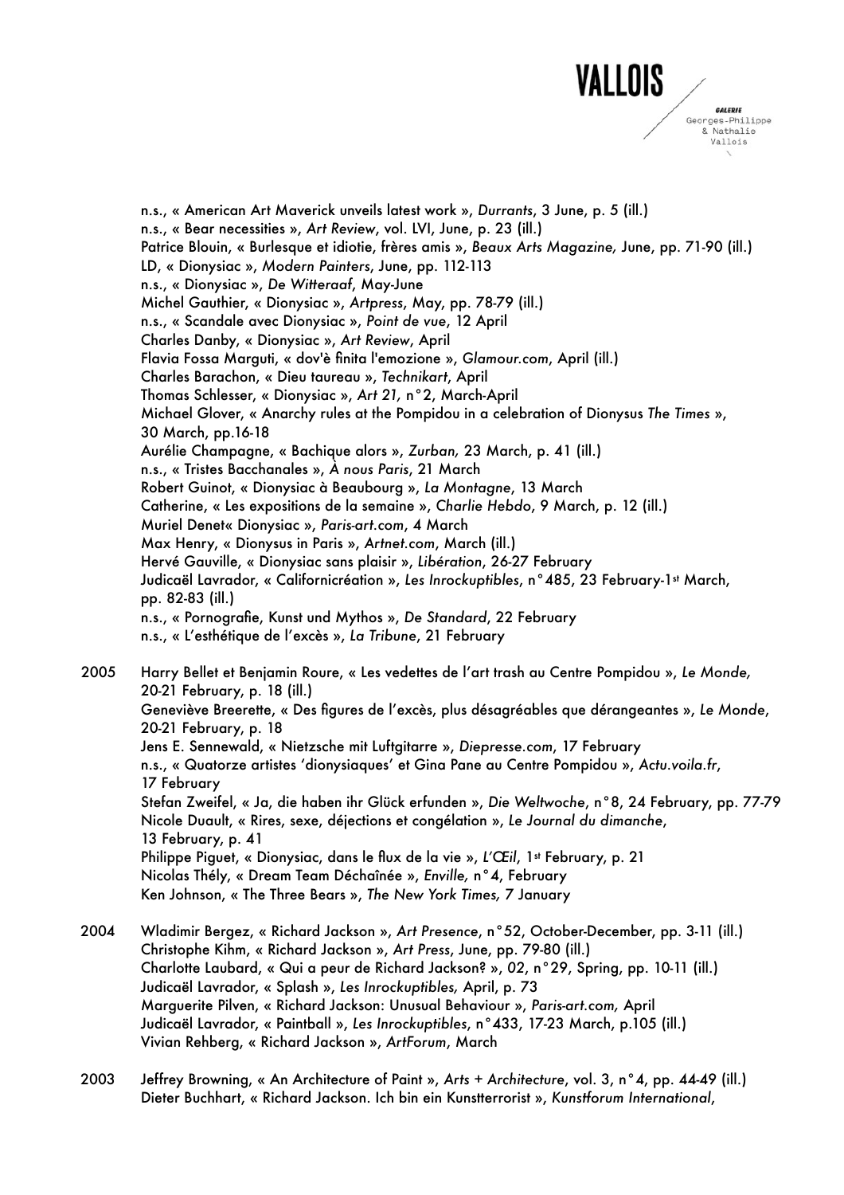n.s., « American Art Maverick unveils latest work », *Durrants*, 3 June, p. 5 (ill.)
n.s., « Bear necessities », *Art Review*, vol. LVI, June, p. 23 (ill.)
Patrice Blouin, « Burlesque et idiotie, frères amis », *Beaux Arts Magazine*, June, pp. 71-90 (ill.)
LD, « Dionysiac », *Modern Painters*, June, pp. 112-113
n.s., « Dionysiac », *De Witteraaf*, May-June
Michel Gauthier, « Dionysiac », *Artpress*, May, pp. 78-79 (ill.)
n.s., « Scandale avec Dionysiac », *Point de vue*, 12 April
Charles Danby, « Dionysiac », *Art Review*, April
Flavia Fossa Marguti, « dov'è finita l'emozione », *Glamour.com*, April (ill.)
Charles Barachon, « Dieu taureau », *Technikart*, April
Thomas Schlesser, « Dionysiac », *Art 21*, n°2, March-April
Michael Glover, « Anarchy rules at the Pompidou in a celebration of Dionysus *The Times* », 30 March, pp.16-18
Aurélie Champagne, « Bachique alors », *Zurban*, 23 March, p. 41 (ill.)
n.s., « Tristes Bacchanales », *À nous Paris*, 21 March
Robert Guinot, « Dionysiac à Beaubourg », *La Montagne*, 13 March
Catherine, « Les expositions de la semaine », *Charlie Hebdo*, 9 March, p. 12 (ill.)
Muriel Denet« Dionysiac », *Paris-art.com*, 4 March
Max Henry, « Dionysus in Paris », *Artnet.com*, March (ill.)
Hervé Gauville, « Dionysiac sans plaisir », *Libération*, 26-27 February
Judicaël Lavrador, « Californicréation », *Les Inrockuptibles*, n°485, 23 February-1st March, pp. 82-83 (ill.)
n.s., « Pornografie, Kunst und Mythos », *De Standard*, 22 February
n.s., « L'esthétique de l'excès », *La Tribune*, 21 February

2005 Harry Bellet et Benjamin Roure, « Les vedettes de l'art trash au Centre Pompidou », *Le Monde*, 20-21 February, p. 18 (ill.)
Geneviève Breerette, « Des figures de l'excès, plus désagréables que dérangeantes », *Le Monde*, 20-21 February, p. 18
Jens E. Sennewald, « Nietzsche mit Luftgitarre », *Diepresse.com*, 17 February
n.s., « Quatorze artistes 'dionysiaques' et Gina Pane au Centre Pompidou », *Actu.voila.fr*, 17 February
Stefan Zweifel, « Ja, die haben ihr Glück erfunden », *Die Weltwoche*, n°8, 24 February, pp. 77-79
Nicole Duault, « Rires, sexe, déjections et congélation », *Le Journal du dimanche*, 13 February, p. 41
Philippe Piguet, « Dionysiac, dans le flux de la vie », *L'Œil*, 1st February, p. 21
Nicolas Thély, « Dream Team Déchaînée », *Enville*, n°4, February
Ken Johnson, « The Three Bears », *The New York Times*, 7 January

2004 Wladimir Bergez, « Richard Jackson », *Art Presence*, n°52, October-December, pp. 3-11 (ill.)
Christophe Kihm, « Richard Jackson », *Art Press*, June, pp. 79-80 (ill.)
Charlotte Laubard, « Qui a peur de Richard Jackson? », *02*, n°29, Spring, pp. 10-11 (ill.)
Judicaël Lavrador, « Splash », *Les Inrockuptibles*, April, p. 73
Marguerite Pilven, « Richard Jackson: Unusual Behaviour », *Paris-art.com*, April
Judicaël Lavrador, « Paintball », *Les Inrockuptibles*, n°433, 17-23 March, p.105 (ill.)
Vivian Rehberg, « Richard Jackson », *ArtForum*, March

2003 Jeffrey Browning, « An Architecture of Paint », *Arts + Architecture*, vol. 3, n°4, pp. 44-49 (ill.)
Dieter Buchhart, « Richard Jackson. Ich bin ein Kunstterrorist », *Kunstforum International*,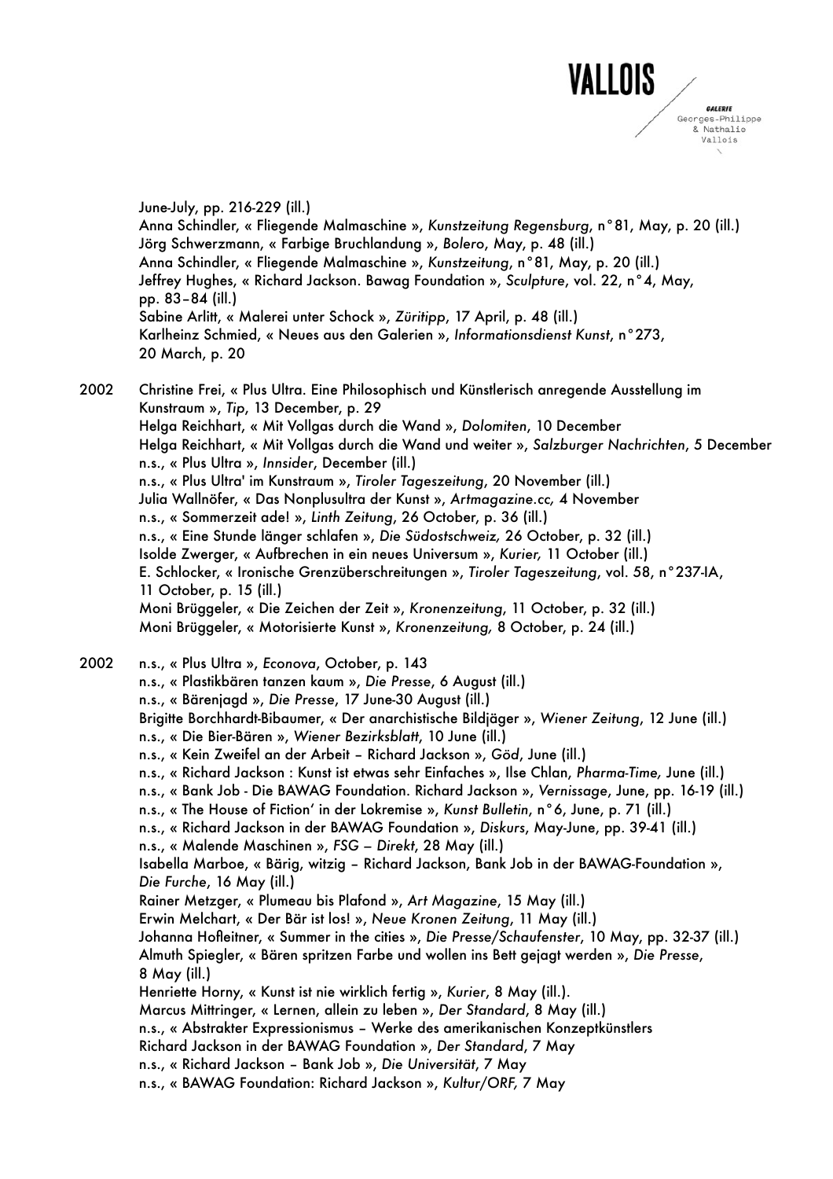June-July, pp. 216-229 (ill.)
Anna Schindler, « Fliegende Malmaschine », *Kunstzeitung Regensburg*, n°81, May, p. 20 (ill.)
Jörg Schwerzmann, « Farbige Bruchlandung », *Bolero*, May, p. 48 (ill.)
Anna Schindler, « Fliegende Malmaschine », *Kunstzeitung*, n°81, May, p. 20 (ill.)
Jeffrey Hughes, « Richard Jackson. Bawag Foundation », *Sculpture*, vol. 22, n°4, May, pp. 83–84 (ill.)
Sabine Arlitt, « Malerei unter Schock », *Züritipp*, 17 April, p. 48 (ill.)
Karlheinz Schmied, « Neues aus den Galerien », *Informationsdienst Kunst*, n°273, 20 March, p. 20

2002 Christine Frei, « Plus Ultra. Eine Philosophisch und Künstlerisch anregende Ausstellung im Kunstraum », *Tip*, 13 December, p. 29
Helga Reichhart, « Mit Vollgas durch die Wand », *Dolomiten*, 10 December
Helga Reichhart, « Mit Vollgas durch die Wand und weiter », *Salzburger Nachrichten*, 5 December
n.s., « Plus Ultra », *Innsider*, December (ill.)
n.s., « Plus Ultra' im Kunstraum », *Tiroler Tageszeitung*, 20 November (ill.)
Julia Wallnöfer, « Das Nonplusulra der Kunst », *Artmagazine.cc*, 4 November
n.s., « Sommerzeit ade! », *Linth Zeitung*, 26 October, p. 36 (ill.)
n.s., « Eine Stunde länger schlafen », *Die Südostschweiz*, 26 October, p. 32 (ill.)
Isolde Zwerger, « Aufbrechen in ein neues Universum », *Kurier*, 11 October (ill.)
E. Schlocker, « Ironische Grenzüberschreitungen », *Tiroler Tageszeitung*, vol. 58, n°237-IA, 11 October, p. 15 (ill.)
Moni Brüggeler, « Die Zeichen der Zeit », *Kronenzeitung*, 11 October, p. 32 (ill.)
Moni Brüggeler, « Motorisierte Kunst », *Kronenzeitung*, 8 October, p. 24 (ill.)

2002 n.s., « Plus Ultra », *Econova*, October, p. 143
n.s., « Plastikbären tanzen kaum », *Die Presse*, 6 August (ill.)
n.s., « Bärenjagd », *Die Presse*, 17 June-30 August (ill.)
Brigitte Borchhardt-Bibaumer, « Der anarchistische Bildjäger », *Wiener Zeitung*, 12 June (ill.)
n.s., « Die Bier-Bären », *Wiener Bezirksblatt*, 10 June (ill.)
n.s., « Kein Zweifel an der Arbeit – Richard Jackson », *Göd*, June (ill.)
n.s., « Richard Jackson : Kunst ist etwas sehr Einfaches », Ilse Chlan, *Pharma-Time*, June (ill.)
n.s., « Bank Job - Die BAWAG Foundation. Richard Jackson », *Vernissage*, June, pp. 16-19 (ill.)
n.s., « The House of Fiction' in der Lokremise », *Kunst Bulletin*, n°6, June, p. 71 (ill.)
n.s., « Richard Jackson in der BAWAG Foundation », *Diskurs*, May-June, pp. 39-41 (ill.)
n.s., « Malende Maschinen », *FSG – Direkt*, 28 May (ill.)
Isabella Marboe, « Bärig, witzig – Richard Jackson, Bank Job in der BAWAG-Foundation », *Die Furche*, 16 May (ill.)
Rainer Metzger, « Plumeau bis Plafond », *Art Magazine*, 15 May (ill.)
Erwin Melchart, « Der Bär ist los! », *Neue Kronen Zeitung*, 11 May (ill.)
Johanna Hofleitner, « Summer in the cities », *Die Presse/Schaufenster*, 10 May, pp. 32-37 (ill.)
Almuth Spiegler, « Bären spritzen Farbe und wollen ins Bett gejagt werden », *Die Presse*, 8 May (ill.)
Henriette Horny, « Kunst ist nie wirklich fertig », *Kurier*, 8 May (ill.).
Marcus Mittringer, « Lernen, allein zu leben », *Der Standard*, 8 May (ill.)
n.s., « Abstrakter Expressionismus – Werke des amerikanischen Konzeptkünstlers Richard Jackson in der BAWAG Foundation », *Der Standard*, 7 May
n.s., « Richard Jackson – Bank Job », *Die Universität*, 7 May
n.s., « BAWAG Foundation: Richard Jackson », *Kultur/ORF*, 7 May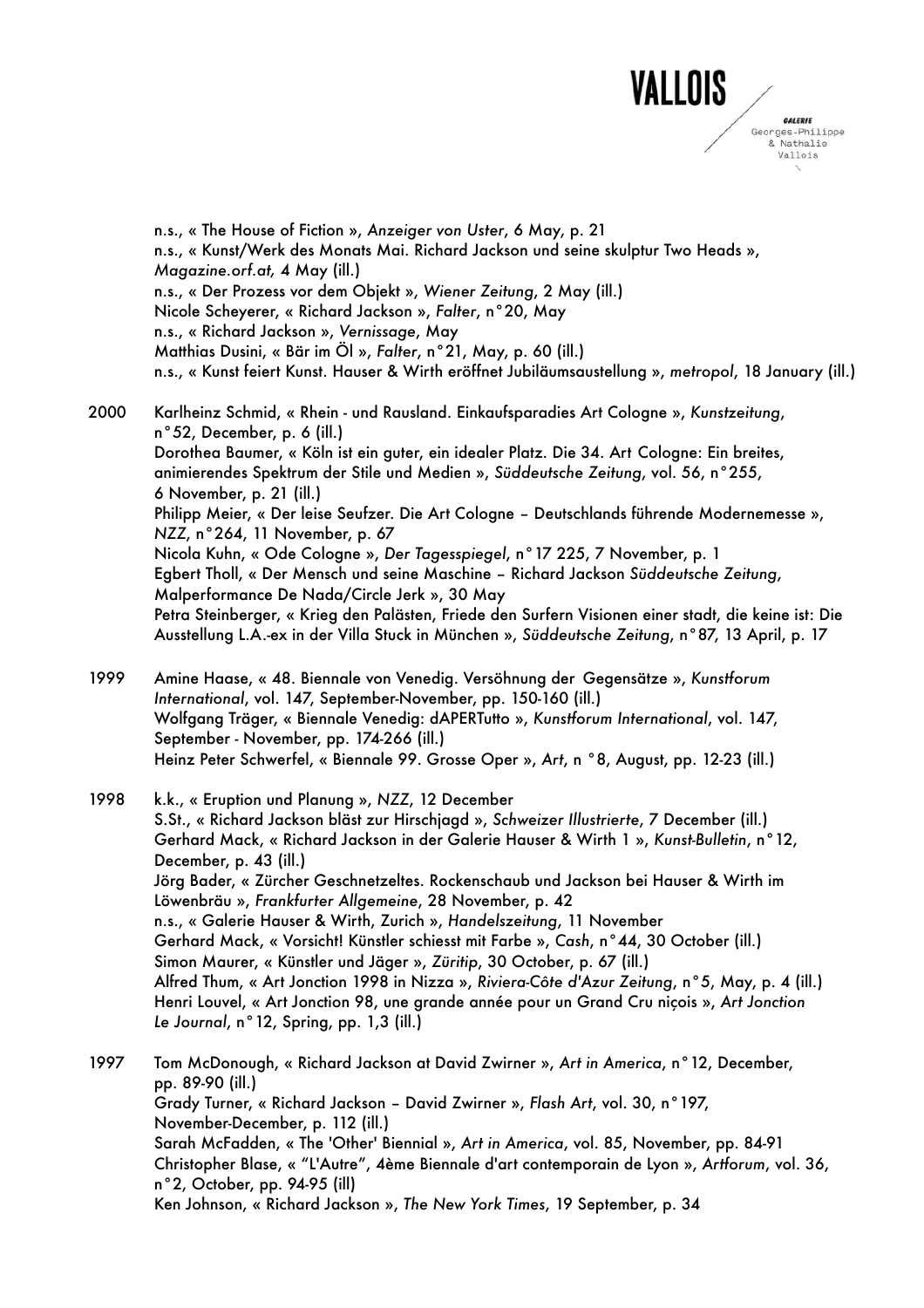n.s., « The House of Fiction », *Anzeiger von Uster*, 6 May, p. 21
n.s., « Kunst/Werk des Monats Mai. Richard Jackson und seine skulptur Two Heads », *Magazine.orf.at,* 4 May (ill.)
n.s., « Der Prozess vor dem Objekt », *Wiener Zeitung*, 2 May (ill.)
Nicole Scheyerer, « Richard Jackson », *Falter*, n°20, May
n.s., « Richard Jackson », *Vernissage*, May
Matthias Dusini, « Bär im Öl », *Falter*, n°21, May, p. 60 (ill.)
n.s., « Kunst feiert Kunst. Hauser & Wirth eröffnet Jubiläumsaustellung », *metropol*, 18 January (ill.)

2000 Karlheinz Schmid, « Rhein - und Rausland. Einkaufsparadies Art Cologne », *Kunstzeitung*, n°52, December, p. 6 (ill.)
Dorothea Baumer, « Köln ist ein guter, ein idealer Platz. Die 34. Art Cologne: Ein breites, animierendes Spektrum der Stile und Medien », *Süddeutsche Zeitung*, vol. 56, n°255, 6 November, p. 21 (ill.)
Philipp Meier, « Der leise Seufzer. Die Art Cologne – Deutschlands führende Modernemesse », *NZZ*, n°264, 11 November, p. 67
Nicola Kuhn, « Ode Cologne », *Der Tagesspiegel*, n°17 225, 7 November, p. 1
Egbert Tholl, « Der Mensch und seine Maschine – Richard Jackson *Süddeutsche Zeitung*, Malperformance De Nada/Circle Jerk », 30 May
Petra Steinberger, « Krieg den Palästen, Friede den Surfern Visionen einer stadt, die keine ist: Die Ausstellung L.A.-ex in der Villa Stuck in München », *Süddeutsche Zeitung*, n°87, 13 April, p. 17

1999 Amine Haase, « 48. Biennale von Venedig. Versöhnung der Gegensätze », *Kunstforum International*, vol. 147, September-November, pp. 150-160 (ill.)
Wolfgang Träger, « Biennale Venedig: dAPERTutto », *Kunstforum International*, vol. 147, September - November, pp. 174-266 (ill.)
Heinz Peter Schwerfel, « Biennale 99. Grosse Oper », *Art*, n °8, August, pp. 12-23 (ill.)

1998 k.k., « Eruption und Planung », *NZZ*, 12 December
S.St., « Richard Jackson bläst zur Hirschjagd », *Schweizer Illustrierte*, 7 December (ill.)
Gerhard Mack, « Richard Jackson in der Galerie Hauser & Wirth 1 », *Kunst-Bulletin*, n°12, December, p. 43 (ill.)
Jörg Bader, « Zürcher Geschnetzeltes. Rockenschaub und Jackson bei Hauser & Wirth im Löwenbräu », *Frankfurter Allgemeine*, 28 November, p. 42
n.s., « Galerie Hauser & Wirth, Zurich », *Handelszeitung*, 11 November
Gerhard Mack, « Vorsicht! Künstler schiesst mit Farbe », *Cash*, n°44, 30 October (ill.)
Simon Maurer, « Künstler und Jäger », *Züritip*, 30 October, p. 67 (ill.)
Alfred Thum, « Art Jonction 1998 in Nizza », *Riviera-Côte d'Azur Zeitung*, n°5, May, p. 4 (ill.)
Henri Louvel, « Art Jonction 98, une grande année pour un Grand Cru niçois », *Art Jonction Le Journal*, n°12, Spring, pp. 1,3 (ill.)

1997 Tom McDonough, « Richard Jackson at David Zwirner », *Art in America*, n°12, December, pp. 89-90 (ill.)
Grady Turner, « Richard Jackson – David Zwirner », *Flash Art*, vol. 30, n°197, November-December, p. 112 (ill.)
Sarah McFadden, « The 'Other' Biennial », *Art in America*, vol. 85, November, pp. 84-91
Christopher Blase, « "L'Autre", 4ème Biennale d'art contemporain de Lyon », *Artforum*, vol. 36, n°2, October, pp. 94-95 (ill)
Ken Johnson, « Richard Jackson », *The New York Times*, 19 September, p. 34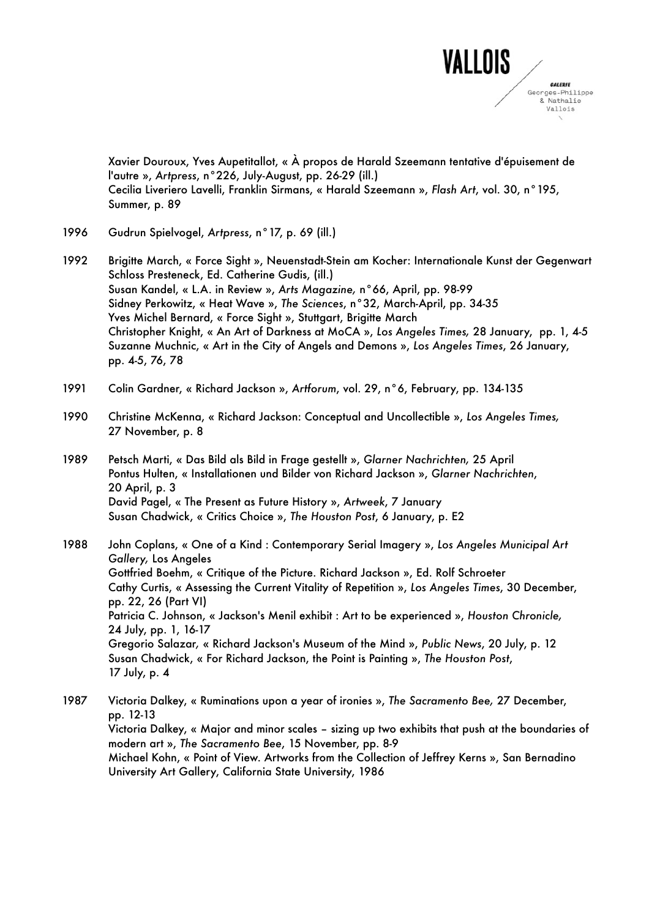Xavier Douroux, Yves Aupetitallot, « À propos de Harald Szeemann tentative d'épuisement de l'autre », *Artpress*, n°226, July-August, pp. 26-29 (ill.)
Cecilia Liveriero Lavelli, Franklin Sirmans, « Harald Szeemann », *Flash Art*, vol. 30, n°195, Summer, p. 89

1996 Gudrun Spielvogel, *Artpress*, n°17, p. 69 (ill.)

1992 Brigitte March, « Force Sight », Neuenstadt-Stein am Kocher: Internationale Kunst der Gegenwart Schloss Presteneck, Ed. Catherine Gudis, (ill.)
Susan Kandel, « L.A. in Review », *Arts Magazine,* n°66, April, pp. 98-99
Sidney Perkowitz, « Heat Wave », *The Sciences*, n°32, March-April, pp. 34-35
Yves Michel Bernard, « Force Sight », Stuttgart, Brigitte March
Christopher Knight, « An Art of Darkness at MoCA », *Los Angeles Times,* 28 January, pp. 1, 4-5
Suzanne Muchnic, « Art in the City of Angels and Demons », *Los Angeles Times*, 26 January, pp. 4-5, 76, 78

1991 Colin Gardner, « Richard Jackson », *Artforum*, vol. 29, n°6, February, pp. 134-135

1990 Christine McKenna, « Richard Jackson: Conceptual and Uncollectible », *Los Angeles Times,* 27 November, p. 8

1989 Petsch Marti, « Das Bild als Bild in Frage gestellt », *Glarner Nachrichten,* 25 April
Pontus Hulten, « Installationen und Bilder von Richard Jackson », *Glarner Nachrichten*, 20 April, p. 3
David Pagel, « The Present as Future History », *Artweek*, 7 January
Susan Chadwick, « Critics Choice », *The Houston Post*, 6 January, p. E2

1988 John Coplans, « One of a Kind : Contemporary Serial Imagery », *Los Angeles Municipal Art Gallery,* Los Angeles
Gottfried Boehm, « Critique of the Picture. Richard Jackson », Ed. Rolf Schroeter
Cathy Curtis, « Assessing the Current Vitality of Repetition », *Los Angeles Times*, 30 December, pp. 22, 26 (Part VI)
Patricia C. Johnson, « Jackson's Menil exhibit : Art to be experienced », *Houston Chronicle,* 24 July, pp. 1, 16-17
Gregorio Salazar, « Richard Jackson's Museum of the Mind », *Public News*, 20 July, p. 12
Susan Chadwick, « For Richard Jackson, the Point is Painting », *The Houston Post*, 17 July, p. 4

1987 Victoria Dalkey, « Ruminations upon a year of ironies », *The Sacramento Bee,* 27 December, pp. 12-13
Victoria Dalkey, « Major and minor scales – sizing up two exhibits that push at the boundaries of modern art », *The Sacramento Bee*, 15 November, pp. 8-9
Michael Kohn, « Point of View. Artworks from the Collection of Jeffrey Kerns », San Bernadino University Art Gallery, California State University, 1986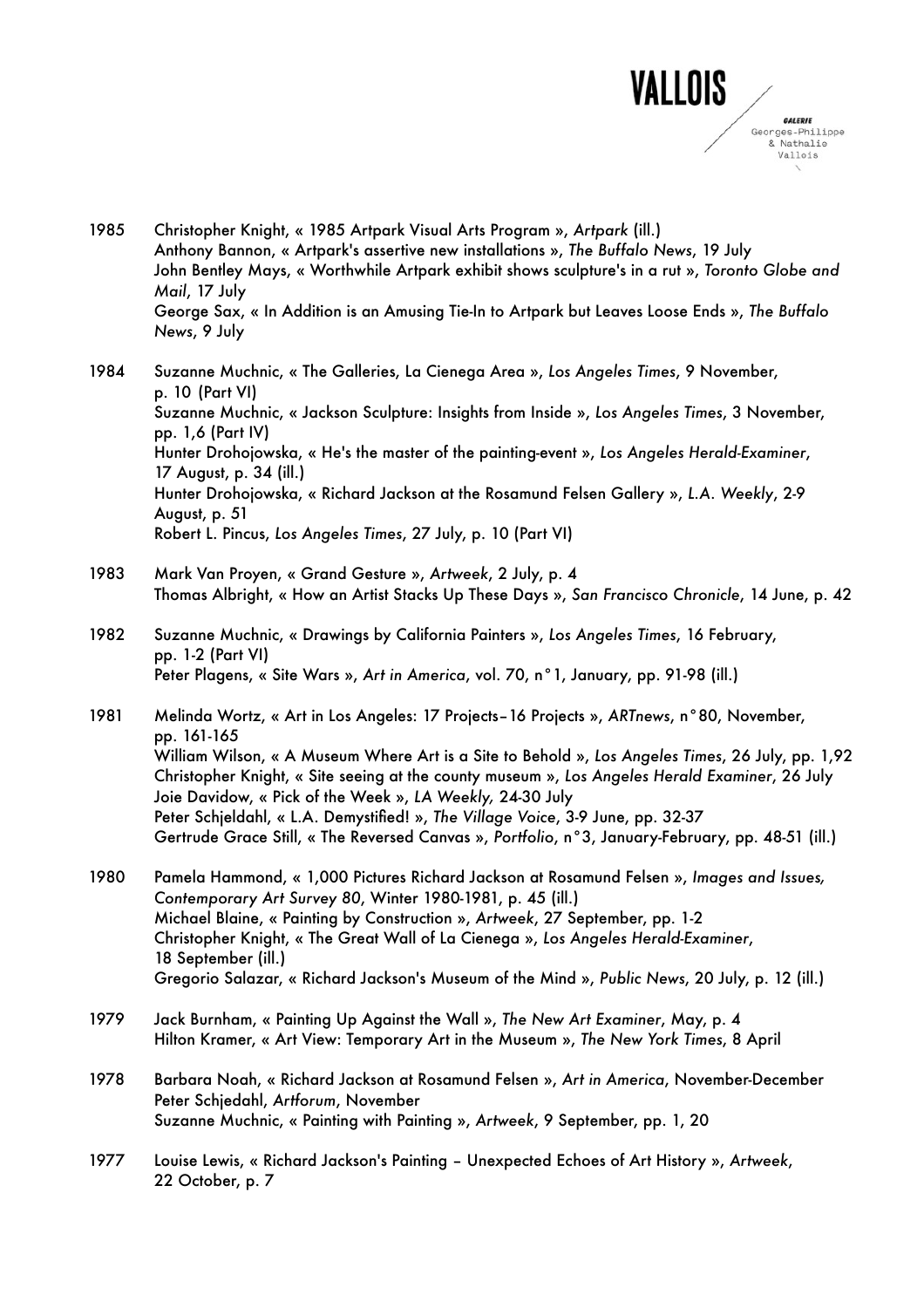1985 Christopher Knight, « 1985 Artpark Visual Arts Program », *Artpark* (ill.)
Anthony Bannon, « Artpark's assertive new installations », *The Buffalo News*, 19 July
John Bentley Mays, « Worthwhile Artpark exhibit shows sculpture's in a rut », *Toronto Globe and Mail*, 17 July
George Sax, « In Addition is an Amusing Tie-In to Artpark but Leaves Loose Ends », *The Buffalo News*, 9 July

1984 Suzanne Muchnic, « The Galleries, La Cienega Area », *Los Angeles Times*, 9 November, p. 10 (Part VI)
Suzanne Muchnic, « Jackson Sculpture: Insights from Inside », *Los Angeles Times*, 3 November, pp. 1,6 (Part IV)
Hunter Drohojowska, « He's the master of the painting-event », *Los Angeles Herald-Examiner*, 17 August, p. 34 (ill.)
Hunter Drohojowska, « Richard Jackson at the Rosamund Felsen Gallery », *L.A. Weekly*, 2-9 August, p. 51
Robert L. Pincus, *Los Angeles Times*, 27 July, p. 10 (Part VI)

1983 Mark Van Proyen, « Grand Gesture », *Artweek*, 2 July, p. 4
Thomas Albright, « How an Artist Stacks Up These Days », *San Francisco Chronicle*, 14 June, p. 42

1982 Suzanne Muchnic, « Drawings by California Painters », *Los Angeles Times*, 16 February, pp. 1-2 (Part VI)
Peter Plagens, « Site Wars », *Art in America*, vol. 70, n°1, January, pp. 91-98 (ill.)

1981 Melinda Wortz, « Art in Los Angeles: 17 Projects–16 Projects », *ARTnews*, n°80, November, pp. 161-165
William Wilson, « A Museum Where Art is a Site to Behold », *Los Angeles Times*, 26 July, pp. 1,92
Christopher Knight, « Site seeing at the county museum », *Los Angeles Herald Examiner*, 26 July
Joie Davidow, « Pick of the Week », *LA Weekly,* 24-30 July
Peter Schjeldahl, « L.A. Demystified! », *The Village Voice*, 3-9 June, pp. 32-37
Gertrude Grace Still, « The Reversed Canvas », *Portfolio*, n°3, January-February, pp. 48-51 (ill.)

1980 Pamela Hammond, « 1,000 Pictures Richard Jackson at Rosamund Felsen », *Images and Issues, Contemporary Art Survey 80*, Winter 1980-1981, p. 45 (ill.)
Michael Blaine, « Painting by Construction », *Artweek*, 27 September, pp. 1-2
Christopher Knight, « The Great Wall of La Cienega », *Los Angeles Herald-Examiner*, 18 September (ill.)
Gregorio Salazar, « Richard Jackson's Museum of the Mind », *Public News*, 20 July, p. 12 (ill.)

1979 Jack Burnham, « Painting Up Against the Wall », *The New Art Examiner*, May, p. 4
Hilton Kramer, « Art View: Temporary Art in the Museum », *The New York Times*, 8 April

1978 Barbara Noah, « Richard Jackson at Rosamund Felsen », *Art in America*, November-December
Peter Schjedahl, *Artforum*, November
Suzanne Muchnic, « Painting with Painting », *Artweek*, 9 September, pp. 1, 20

1977 Louise Lewis, « Richard Jackson's Painting – Unexpected Echoes of Art History », *Artweek*, 22 October, p. 7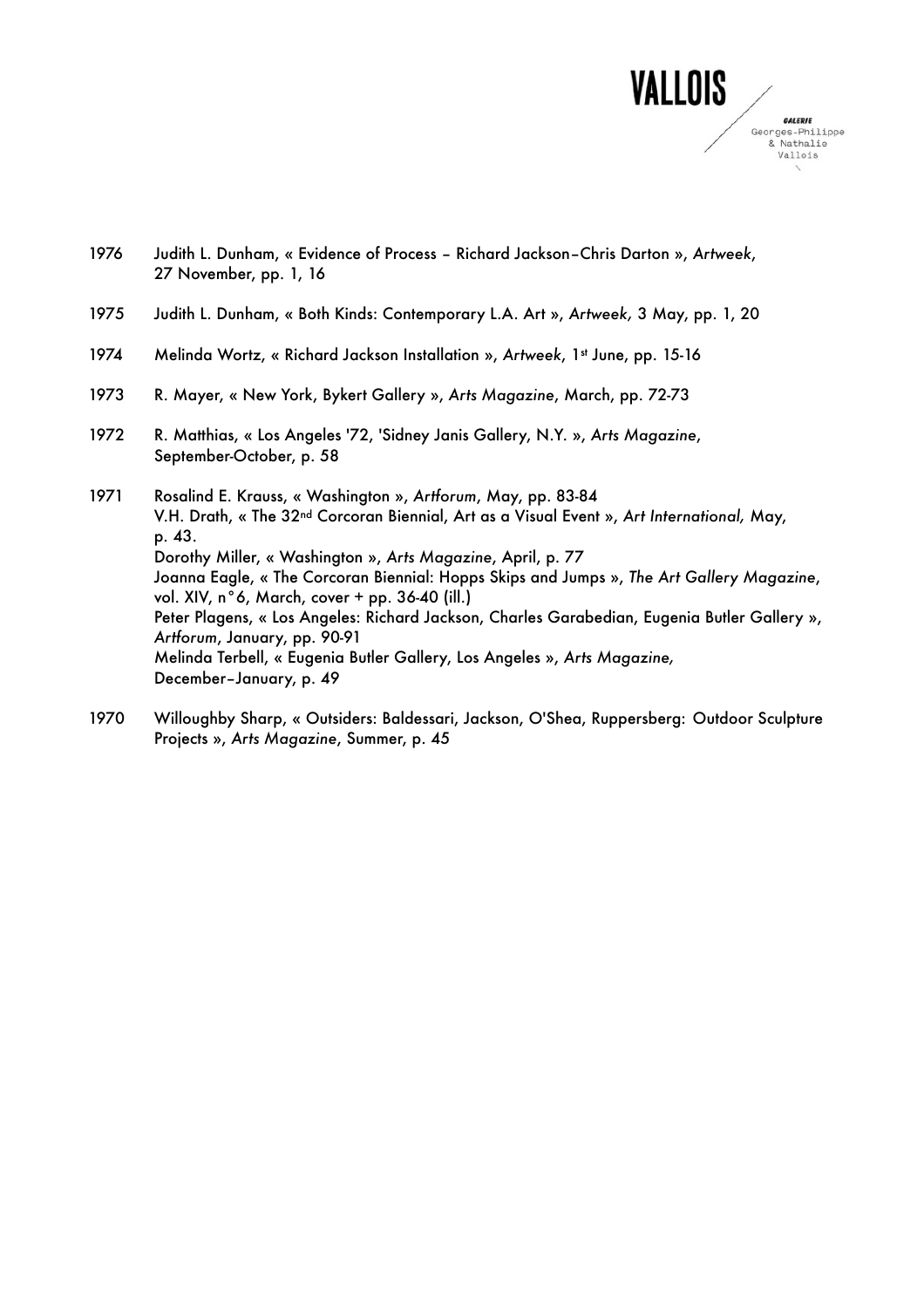1976 Judith L. Dunham, « Evidence of Process – Richard Jackson–Chris Darton », *Artweek*, 27 November, pp. 1, 16

1975 Judith L. Dunham, « Both Kinds: Contemporary L.A. Art », *Artweek,* 3 May, pp. 1, 20

1974 Melinda Wortz, « Richard Jackson Installation », *Artweek*, 1st June, pp. 15-16

1973 R. Mayer, « New York, Bykert Gallery », *Arts Magazine*, March, pp. 72-73

1972 R. Matthias, « Los Angeles '72, 'Sidney Janis Gallery, N.Y. », *Arts Magazine*, September-October, p. 58

1971 Rosalind E. Krauss, « Washington », *Artforum*, May, pp. 83-84
V.H. Drath, « The 32nd Corcoran Biennial, Art as a Visual Event », *Art International,* May, p. 43.
Dorothy Miller, « Washington », *Arts Magazine*, April, p. 77
Joanna Eagle, « The Corcoran Biennial: Hopps Skips and Jumps », *The Art Gallery Magazine*, vol. XIV, n°6, March, cover + pp. 36-40 (ill.)
Peter Plagens, « Los Angeles: Richard Jackson, Charles Garabedian, Eugenia Butler Gallery », *Artforum*, January, pp. 90-91
Melinda Terbell, « Eugenia Butler Gallery, Los Angeles », *Arts Magazine,* December–January, p. 49

1970 Willoughby Sharp, « Outsiders: Baldessari, Jackson, O'Shea, Ruppersberg: Outdoor Sculpture Projects », *Arts Magazine*, Summer, p. 45